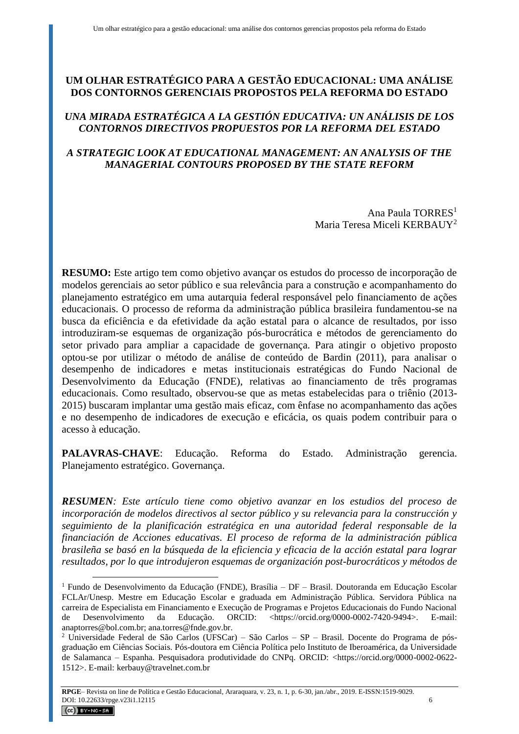# UM OLHAR ESTRATÉGICO PARA A GESTÃO EDUCACIONAL: UMA ANÁLISE DOS CONTORNOS GERENCIAIS PROPOSTOS PELA REFORMA DO ESTADO

## *UNA MIRADA ESTRATÉGICA A LA GESTIÓN EDUCATIVA: UN ANÁLISIS DE LOS CONTORNOS DIRECTIVOS PROPUESTOS POR LA REFORMA DEL ESTADO*

## *A STRATEGIC LOOK AT EDUCATIONAL MANAGEMENT: AN ANALYSIS OF THE MANAGERIAL CONTOURS PROPOSED BY THE STATE REFORM*

Ana Paula TORRES[1]
Maria Teresa Miceli KERBAUY[2]

**RESUMO:** Este artigo tem como objetivo avançar os estudos do processo de incorporação de modelos gerenciais ao setor público e sua relevância para a construção e acompanhamento do planejamento estratégico em uma autarquia federal responsável pelo financiamento de ações educacionais. O processo de reforma da administração pública brasileira fundamentou-se na busca da eficiência e da efetividade da ação estatal para o alcance de resultados, por isso introduziram-se esquemas de organização pós-burocrática e métodos de gerenciamento do setor privado para ampliar a capacidade de governança. Para atingir o objetivo proposto optou-se por utilizar o método de análise de conteúdo de Bardin (2011), para analisar o desempenho de indicadores e metas institucionais estratégicas do Fundo Nacional de Desenvolvimento da Educação (FNDE), relativas ao financiamento de três programas educacionais. Como resultado, observou-se que as metas estabelecidas para o triênio (2013-2015) buscaram implantar uma gestão mais eficaz, com ênfase no acompanhamento das ações e no desempenho de indicadores de execução e eficácia, os quais podem contribuir para o acesso à educação.

**PALAVRAS-CHAVE**: Educação. Reforma do Estado. Administração gerencia. Planejamento estratégico. Governança.

***RESUMEN**: Este artículo tiene como objetivo avanzar en los estudios del proceso de incorporación de modelos directivos al sector público y su relevancia para la construcción y seguimiento de la planificación estratégica en una autoridad federal responsable de la financiación de Acciones educativas. El proceso de reforma de la administración pública brasileña se basó en la búsqueda de la eficiencia y eficacia de la acción estatal para lograr resultados, por lo que introdujeron esquemas de organización post-burocráticos y métodos de*

---

[1] Fundo de Desenvolvimento da Educação (FNDE), Brasília – DF – Brasil. Doutoranda em Educação Escolar FCLAr/Unesp. Mestre em Educação Escolar e graduada em Administração Pública. Servidora Pública na carreira de Especialista em Financiamento e Execução de Programas e Projetos Educacionais do Fundo Nacional de Desenvolvimento da Educação. ORCID: <https://orcid.org/0000-0002-7420-9494>. E-mail: anaptorres@bol.com.br; ana.torres@fnde.gov.br.

[2] Universidade Federal de São Carlos (UFSCar) – São Carlos – SP – Brasil. Docente do Programa de pós-graduação em Ciências Sociais. Pós-doutora em Ciência Política pelo Instituto de Iberoamérica, da Universidade de Salamanca – Espanha. Pesquisadora produtividade do CNPq. ORCID: <https://orcid.org/0000-0002-0622-1512>. E-mail: kerbauy@travelnet.com.br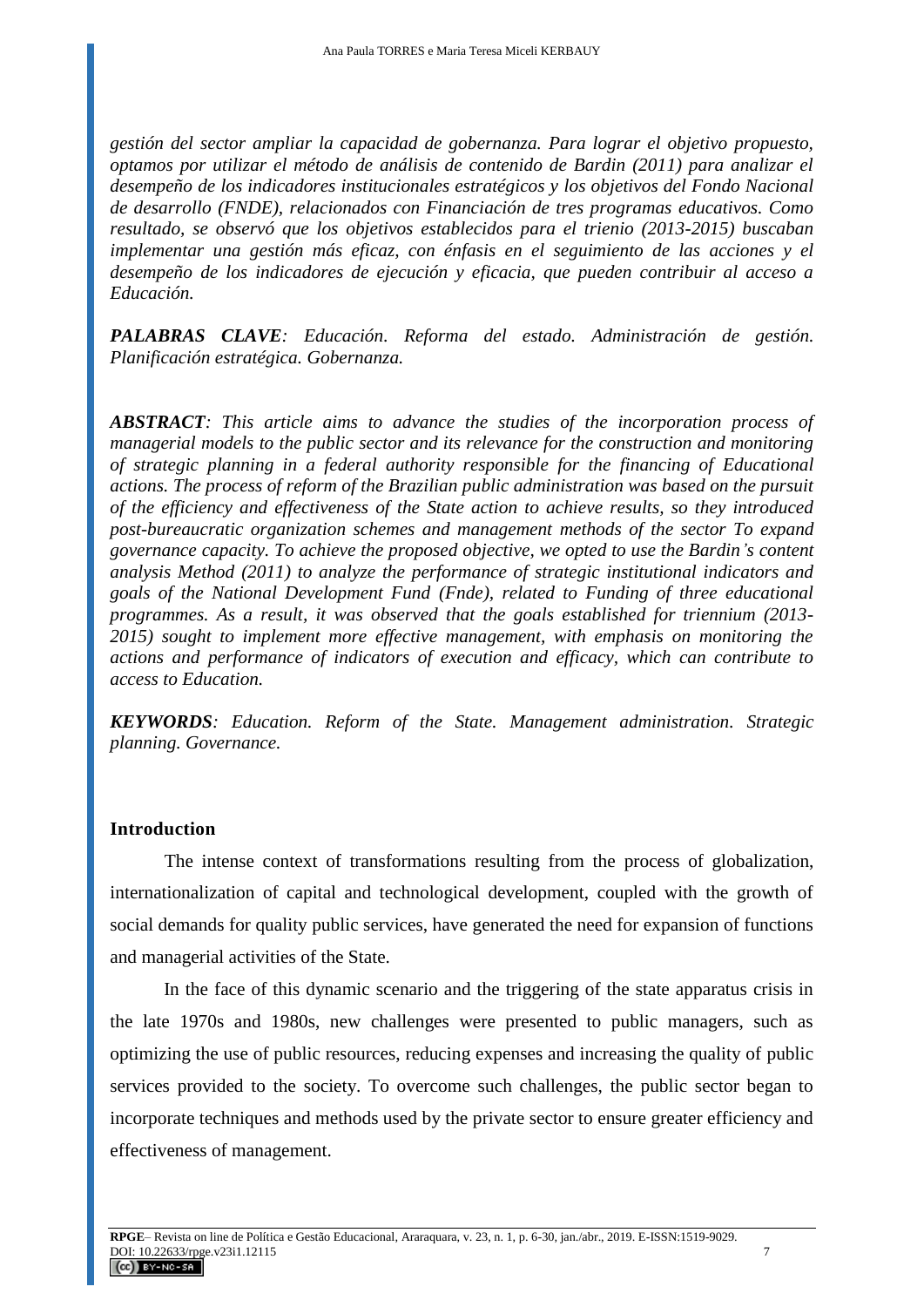*gestión del sector ampliar la capacidad de gobernanza. Para lograr el objetivo propuesto, optamos por utilizar el método de análisis de contenido de Bardin (2011) para analizar el desempeño de los indicadores institucionales estratégicos y los objetivos del Fondo Nacional de desarrollo (FNDE), relacionados con Financiación de tres programas educativos. Como resultado, se observó que los objetivos establecidos para el trienio (2013-2015) buscaban implementar una gestión más eficaz, con énfasis en el seguimiento de las acciones y el desempeño de los indicadores de ejecución y eficacia, que pueden contribuir al acceso a Educación.*

***PALABRAS CLAVE****: Educación. Reforma del estado. Administración de gestión. Planificación estratégica. Gobernanza.*

***ABSTRACT****: This article aims to advance the studies of the incorporation process of managerial models to the public sector and its relevance for the construction and monitoring of strategic planning in a federal authority responsible for the financing of Educational actions. The process of reform of the Brazilian public administration was based on the pursuit of the efficiency and effectiveness of the State action to achieve results, so they introduced post-bureaucratic organization schemes and management methods of the sector To expand governance capacity. To achieve the proposed objective, we opted to use the Bardin's content analysis Method (2011) to analyze the performance of strategic institutional indicators and goals of the National Development Fund (Fnde), related to Funding of three educational programmes. As a result, it was observed that the goals established for triennium (2013-2015) sought to implement more effective management, with emphasis on monitoring the actions and performance of indicators of execution and efficacy, which can contribute to access to Education.*

***KEYWORDS****: Education. Reform of the State. Management administration. Strategic planning. Governance.*

## Introduction

The intense context of transformations resulting from the process of globalization, internationalization of capital and technological development, coupled with the growth of social demands for quality public services, have generated the need for expansion of functions and managerial activities of the State.

In the face of this dynamic scenario and the triggering of the state apparatus crisis in the late 1970s and 1980s, new challenges were presented to public managers, such as optimizing the use of public resources, reducing expenses and increasing the quality of public services provided to the society. To overcome such challenges, the public sector began to incorporate techniques and methods used by the private sector to ensure greater efficiency and effectiveness of management.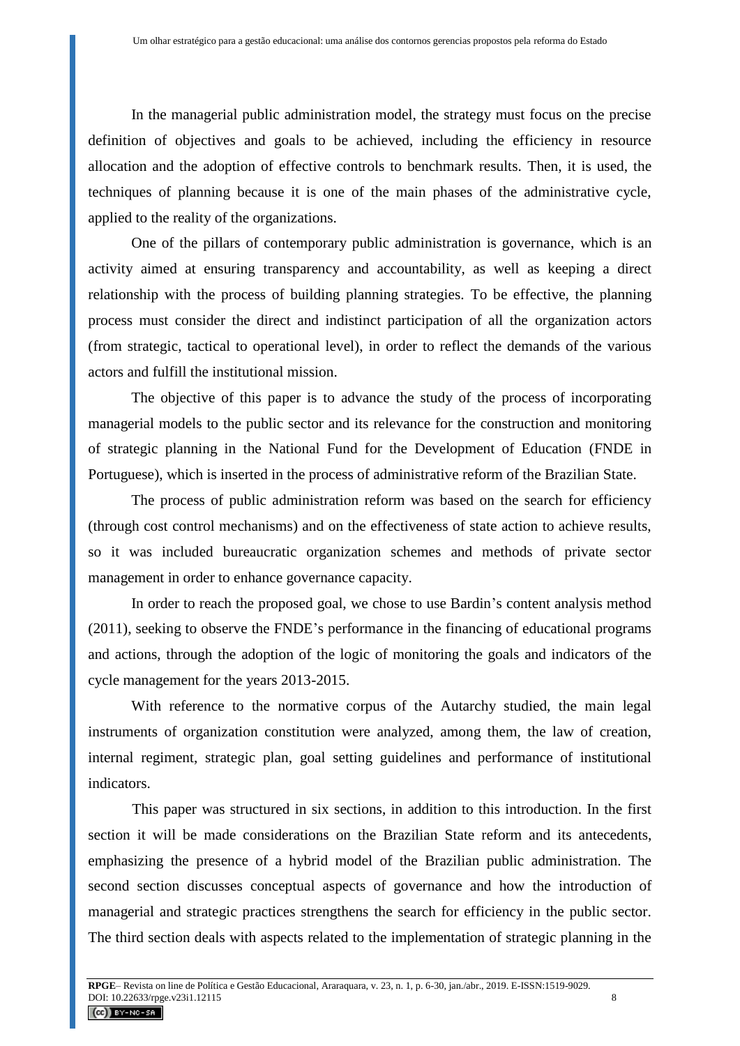In the managerial public administration model, the strategy must focus on the precise definition of objectives and goals to be achieved, including the efficiency in resource allocation and the adoption of effective controls to benchmark results. Then, it is used, the techniques of planning because it is one of the main phases of the administrative cycle, applied to the reality of the organizations.

One of the pillars of contemporary public administration is governance, which is an activity aimed at ensuring transparency and accountability, as well as keeping a direct relationship with the process of building planning strategies. To be effective, the planning process must consider the direct and indistinct participation of all the organization actors (from strategic, tactical to operational level), in order to reflect the demands of the various actors and fulfill the institutional mission.

The objective of this paper is to advance the study of the process of incorporating managerial models to the public sector and its relevance for the construction and monitoring of strategic planning in the National Fund for the Development of Education (FNDE in Portuguese), which is inserted in the process of administrative reform of the Brazilian State.

The process of public administration reform was based on the search for efficiency (through cost control mechanisms) and on the effectiveness of state action to achieve results, so it was included bureaucratic organization schemes and methods of private sector management in order to enhance governance capacity.

In order to reach the proposed goal, we chose to use Bardin's content analysis method (2011), seeking to observe the FNDE's performance in the financing of educational programs and actions, through the adoption of the logic of monitoring the goals and indicators of the cycle management for the years 2013-2015.

With reference to the normative corpus of the Autarchy studied, the main legal instruments of organization constitution were analyzed, among them, the law of creation, internal regiment, strategic plan, goal setting guidelines and performance of institutional indicators.

This paper was structured in six sections, in addition to this introduction. In the first section it will be made considerations on the Brazilian State reform and its antecedents, emphasizing the presence of a hybrid model of the Brazilian public administration. The second section discusses conceptual aspects of governance and how the introduction of managerial and strategic practices strengthens the search for efficiency in the public sector. The third section deals with aspects related to the implementation of strategic planning in the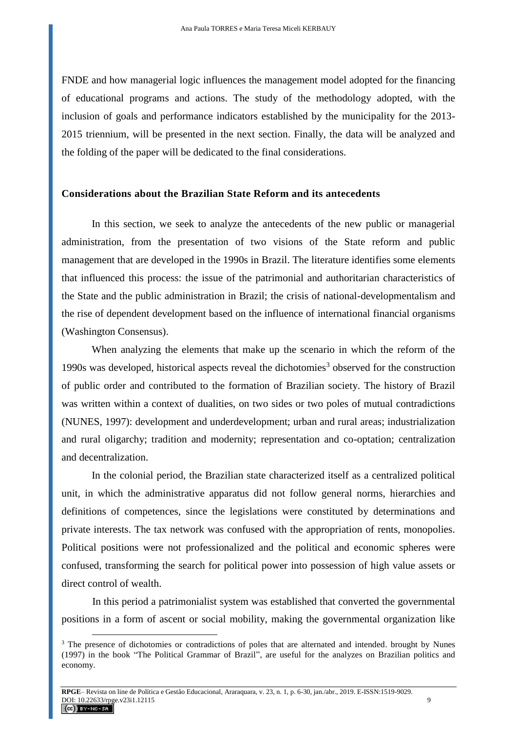FNDE and how managerial logic influences the management model adopted for the financing of educational programs and actions. The study of the methodology adopted, with the inclusion of goals and performance indicators established by the municipality for the 2013-2015 triennium, will be presented in the next section. Finally, the data will be analyzed and the folding of the paper will be dedicated to the final considerations.

## Considerations about the Brazilian State Reform and its antecedents

In this section, we seek to analyze the antecedents of the new public or managerial administration, from the presentation of two visions of the State reform and public management that are developed in the 1990s in Brazil. The literature identifies some elements that influenced this process: the issue of the patrimonial and authoritarian characteristics of the State and the public administration in Brazil; the crisis of national-developmentalism and the rise of dependent development based on the influence of international financial organisms (Washington Consensus).

When analyzing the elements that make up the scenario in which the reform of the 1990s was developed, historical aspects reveal the dichotomies[3] observed for the construction of public order and contributed to the formation of Brazilian society. The history of Brazil was written within a context of dualities, on two sides or two poles of mutual contradictions (NUNES, 1997): development and underdevelopment; urban and rural areas; industrialization and rural oligarchy; tradition and modernity; representation and co-optation; centralization and decentralization.

In the colonial period, the Brazilian state characterized itself as a centralized political unit, in which the administrative apparatus did not follow general norms, hierarchies and definitions of competences, since the legislations were constituted by determinations and private interests. The tax network was confused with the appropriation of rents, monopolies. Political positions were not professionalized and the political and economic spheres were confused, transforming the search for political power into possession of high value assets or direct control of wealth.

In this period a patrimonialist system was established that converted the governmental positions in a form of ascent or social mobility, making the governmental organization like

[3] The presence of dichotomies or contradictions of poles that are alternated and intended. brought by Nunes (1997) in the book "The Political Grammar of Brazil", are useful for the analyzes on Brazilian politics and economy.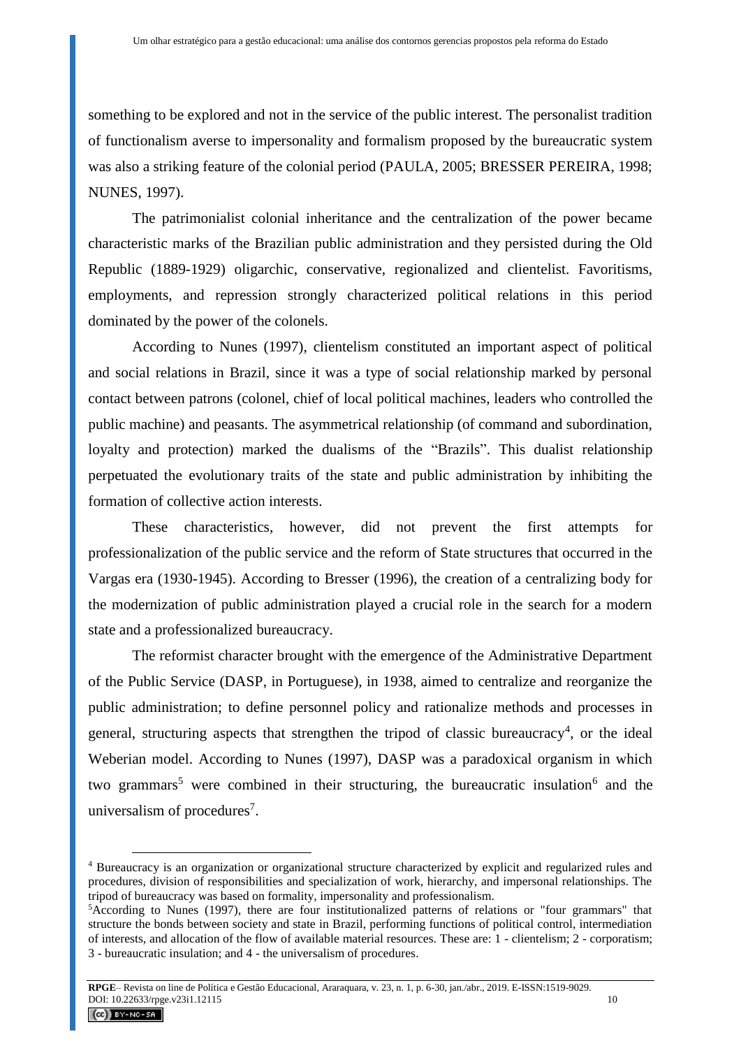something to be explored and not in the service of the public interest. The personalist tradition of functionalism averse to impersonality and formalism proposed by the bureaucratic system was also a striking feature of the colonial period (PAULA, 2005; BRESSER PEREIRA, 1998; NUNES, 1997).

The patrimonialist colonial inheritance and the centralization of the power became characteristic marks of the Brazilian public administration and they persisted during the Old Republic (1889-1929) oligarchic, conservative, regionalized and clientelist. Favoritisms, employments, and repression strongly characterized political relations in this period dominated by the power of the colonels.

According to Nunes (1997), clientelism constituted an important aspect of political and social relations in Brazil, since it was a type of social relationship marked by personal contact between patrons (colonel, chief of local political machines, leaders who controlled the public machine) and peasants. The asymmetrical relationship (of command and subordination, loyalty and protection) marked the dualisms of the "Brazils". This dualist relationship perpetuated the evolutionary traits of the state and public administration by inhibiting the formation of collective action interests.

These characteristics, however, did not prevent the first attempts for professionalization of the public service and the reform of State structures that occurred in the Vargas era (1930-1945). According to Bresser (1996), the creation of a centralizing body for the modernization of public administration played a crucial role in the search for a modern state and a professionalized bureaucracy.

The reformist character brought with the emergence of the Administrative Department of the Public Service (DASP, in Portuguese), in 1938, aimed to centralize and reorganize the public administration; to define personnel policy and rationalize methods and processes in general, structuring aspects that strengthen the tripod of classic bureaucracy[4], or the ideal Weberian model. According to Nunes (1997), DASP was a paradoxical organism in which two grammars[5] were combined in their structuring, the bureaucratic insulation[6] and the universalism of procedures[7].

---

[4] Bureaucracy is an organization or organizational structure characterized by explicit and regularized rules and procedures, division of responsibilities and specialization of work, hierarchy, and impersonal relationships. The tripod of bureaucracy was based on formality, impersonality and professionalism.

[5] According to Nunes (1997), there are four institutionalized patterns of relations or "four grammars" that structure the bonds between society and state in Brazil, performing functions of political control, intermediation of interests, and allocation of the flow of available material resources. These are: 1 - clientelism; 2 - corporatism; 3 - bureaucratic insulation; and 4 - the universalism of procedures.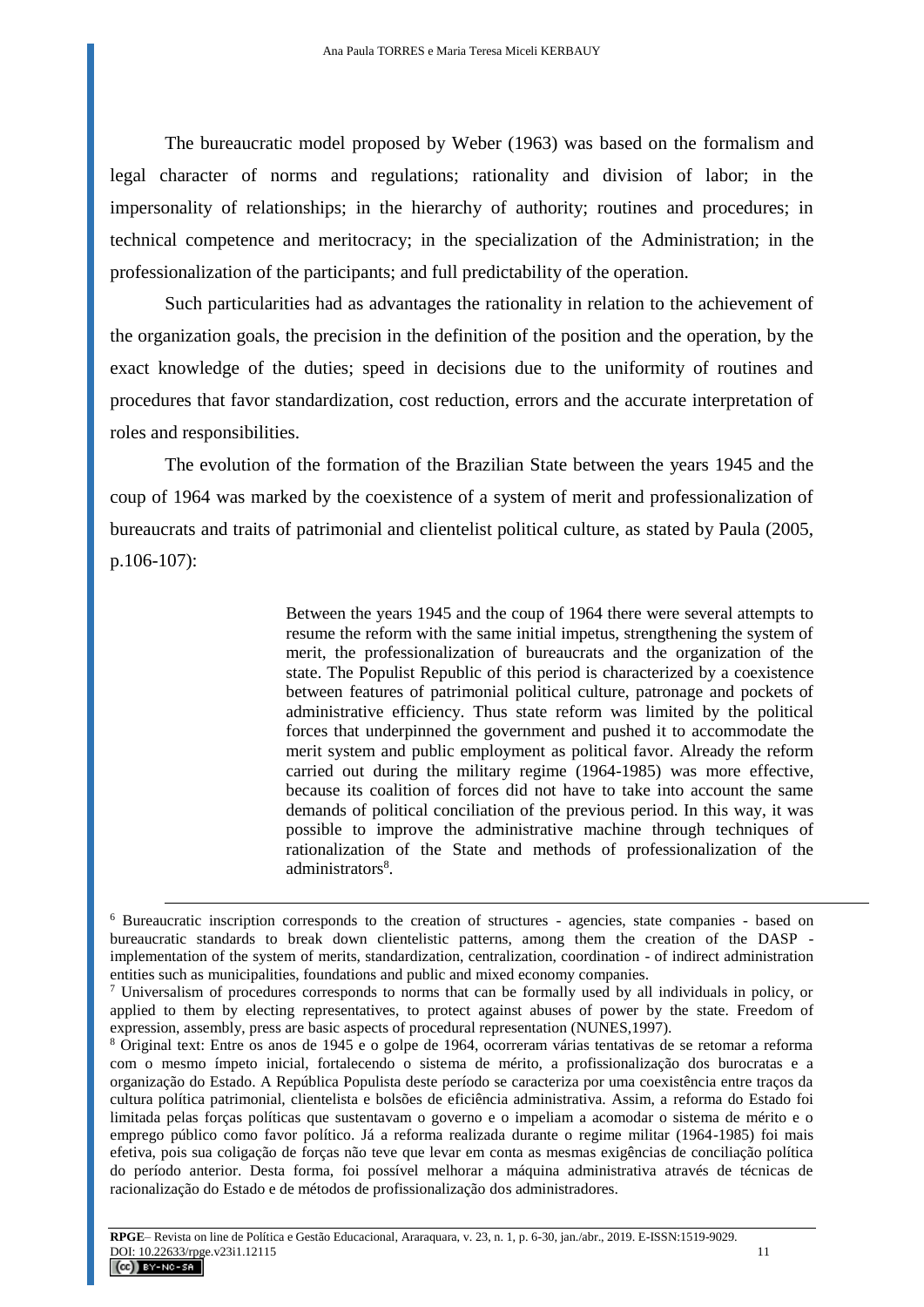The bureaucratic model proposed by Weber (1963) was based on the formalism and legal character of norms and regulations; rationality and division of labor; in the impersonality of relationships; in the hierarchy of authority; routines and procedures; in technical competence and meritocracy; in the specialization of the Administration; in the professionalization of the participants; and full predictability of the operation.

Such particularities had as advantages the rationality in relation to the achievement of the organization goals, the precision in the definition of the position and the operation, by the exact knowledge of the duties; speed in decisions due to the uniformity of routines and procedures that favor standardization, cost reduction, errors and the accurate interpretation of roles and responsibilities.

The evolution of the formation of the Brazilian State between the years 1945 and the coup of 1964 was marked by the coexistence of a system of merit and professionalization of bureaucrats and traits of patrimonial and clientelist political culture, as stated by Paula (2005, p.106-107):

> Between the years 1945 and the coup of 1964 there were several attempts to resume the reform with the same initial impetus, strengthening the system of merit, the professionalization of bureaucrats and the organization of the state. The Populist Republic of this period is characterized by a coexistence between features of patrimonial political culture, patronage and pockets of administrative efficiency. Thus state reform was limited by the political forces that underpinned the government and pushed it to accommodate the merit system and public employment as political favor. Already the reform carried out during the military regime (1964-1985) was more effective, because its coalition of forces did not have to take into account the same demands of political conciliation of the previous period. In this way, it was possible to improve the administrative machine through techniques of rationalization of the State and methods of professionalization of the administrators[8].

---

[6] Bureaucratic inscription corresponds to the creation of structures - agencies, state companies - based on bureaucratic standards to break down clientelistic patterns, among them the creation of the DASP - implementation of the system of merits, standardization, centralization, coordination - of indirect administration entities such as municipalities, foundations and public and mixed economy companies.

[7] Universalism of procedures corresponds to norms that can be formally used by all individuals in policy, or applied to them by electing representatives, to protect against abuses of power by the state. Freedom of expression, assembly, press are basic aspects of procedural representation (NUNES,1997).

[8] Original text: Entre os anos de 1945 e o golpe de 1964, ocorreram várias tentativas de se retomar a reforma com o mesmo ímpeto inicial, fortalecendo o sistema de mérito, a profissionalização dos burocratas e a organização do Estado. A República Populista deste período se caracteriza por uma coexistência entre traços da cultura política patrimonial, clientelista e bolsões de eficiência administrativa. Assim, a reforma do Estado foi limitada pelas forças políticas que sustentavam o governo e o impeliam a acomodar o sistema de mérito e o emprego público como favor político. Já a reforma realizada durante o regime militar (1964-1985) foi mais efetiva, pois sua coligação de forças não teve que levar em conta as mesmas exigências de conciliação política do período anterior. Desta forma, foi possível melhorar a máquina administrativa através de técnicas de racionalização do Estado e de métodos de profissionalização dos administradores.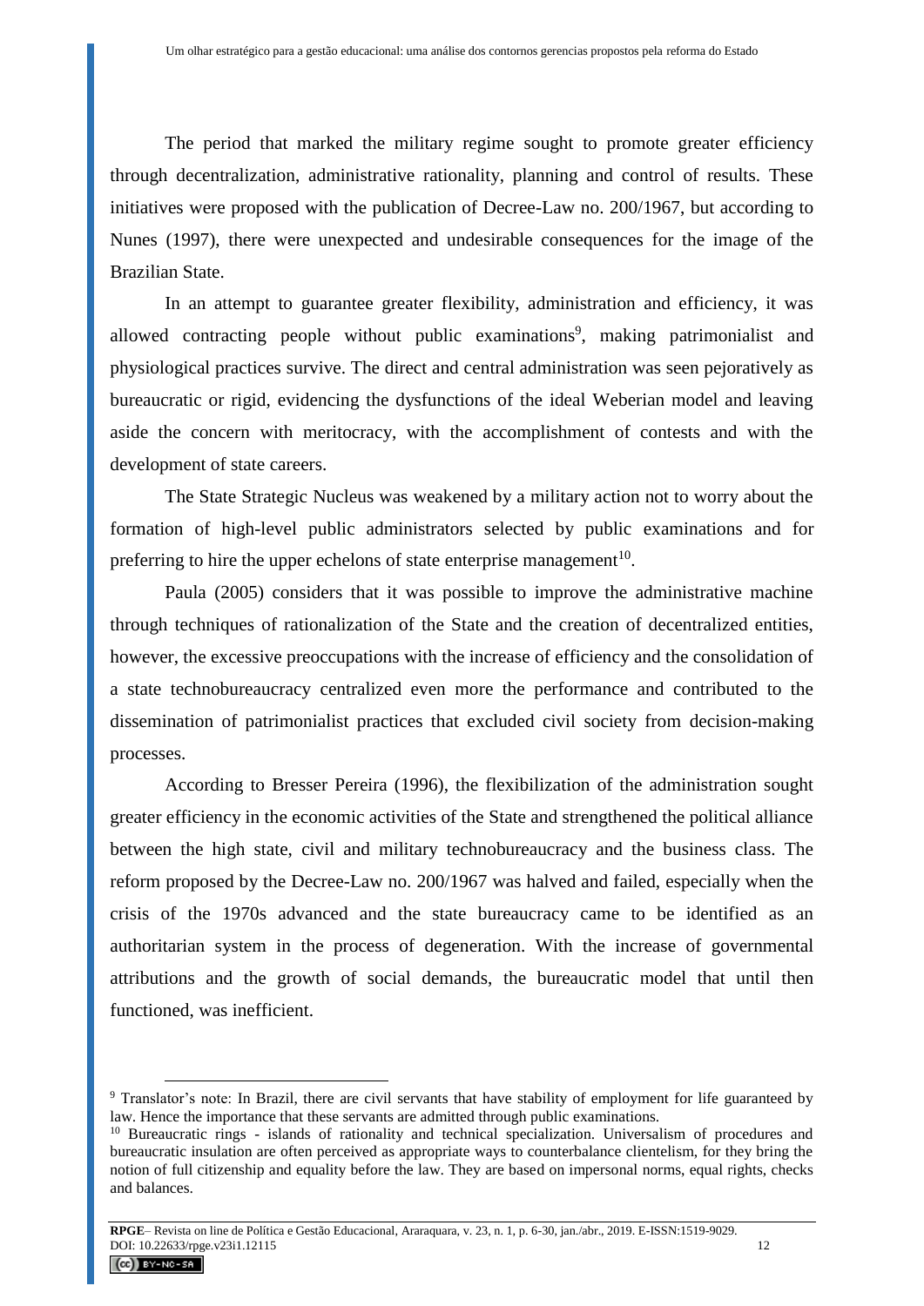The period that marked the military regime sought to promote greater efficiency through decentralization, administrative rationality, planning and control of results. These initiatives were proposed with the publication of Decree-Law no. 200/1967, but according to Nunes (1997), there were unexpected and undesirable consequences for the image of the Brazilian State.

In an attempt to guarantee greater flexibility, administration and efficiency, it was allowed contracting people without public examinations[9], making patrimonialist and physiological practices survive. The direct and central administration was seen pejoratively as bureaucratic or rigid, evidencing the dysfunctions of the ideal Weberian model and leaving aside the concern with meritocracy, with the accomplishment of contests and with the development of state careers.

The State Strategic Nucleus was weakened by a military action not to worry about the formation of high-level public administrators selected by public examinations and for preferring to hire the upper echelons of state enterprise management[10].

Paula (2005) considers that it was possible to improve the administrative machine through techniques of rationalization of the State and the creation of decentralized entities, however, the excessive preoccupations with the increase of efficiency and the consolidation of a state technobureaucracy centralized even more the performance and contributed to the dissemination of patrimonialist practices that excluded civil society from decision-making processes.

According to Bresser Pereira (1996), the flexibilization of the administration sought greater efficiency in the economic activities of the State and strengthened the political alliance between the high state, civil and military technobureaucracy and the business class. The reform proposed by the Decree-Law no. 200/1967 was halved and failed, especially when the crisis of the 1970s advanced and the state bureaucracy came to be identified as an authoritarian system in the process of degeneration. With the increase of governmental attributions and the growth of social demands, the bureaucratic model that until then functioned, was inefficient.

---

[9] Translator's note: In Brazil, there are civil servants that have stability of employment for life guaranteed by law. Hence the importance that these servants are admitted through public examinations.

[10] Bureaucratic rings - islands of rationality and technical specialization. Universalism of procedures and bureaucratic insulation are often perceived as appropriate ways to counterbalance clientelism, for they bring the notion of full citizenship and equality before the law. They are based on impersonal norms, equal rights, checks and balances.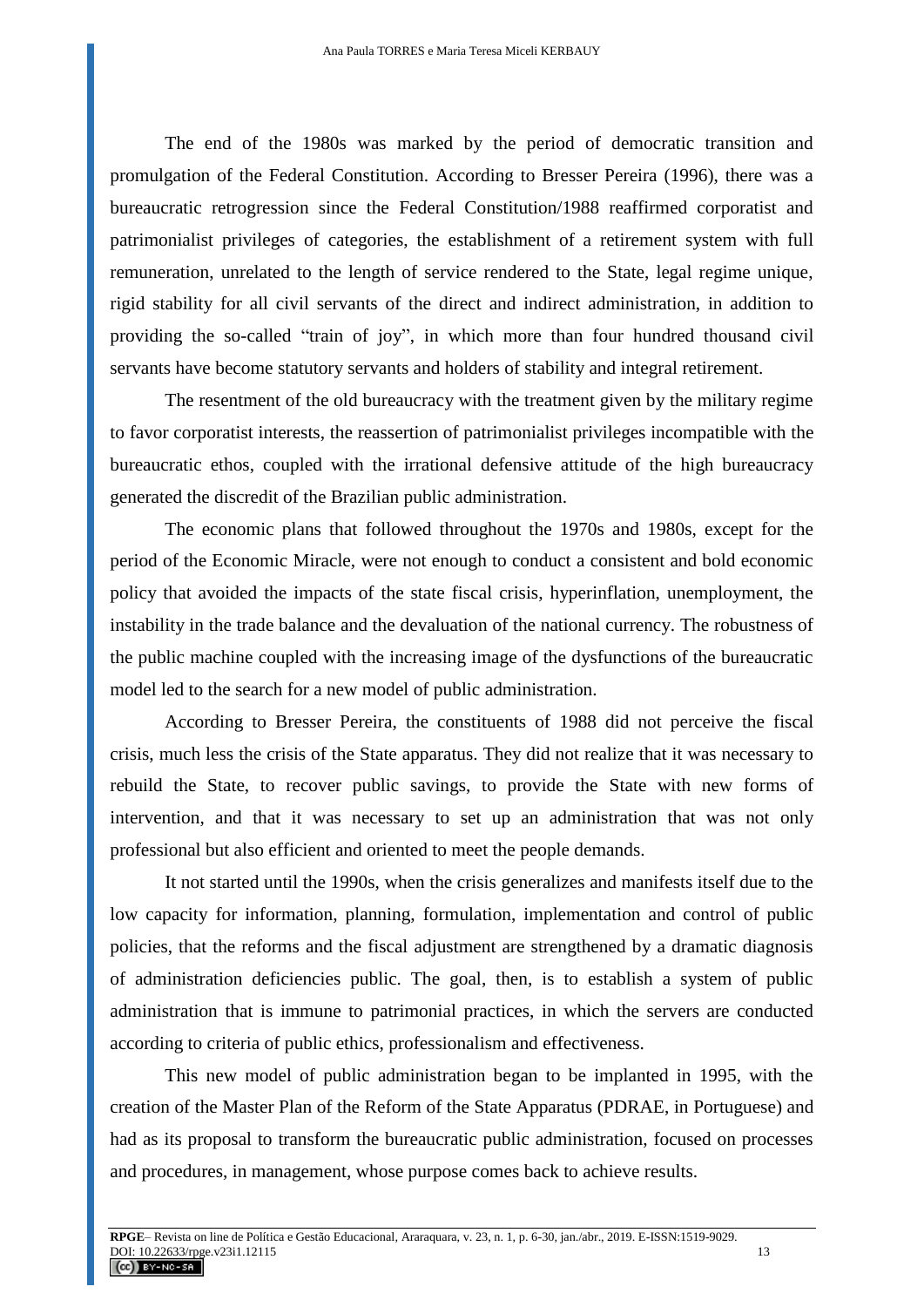The end of the 1980s was marked by the period of democratic transition and promulgation of the Federal Constitution. According to Bresser Pereira (1996), there was a bureaucratic retrogression since the Federal Constitution/1988 reaffirmed corporatist and patrimonialist privileges of categories, the establishment of a retirement system with full remuneration, unrelated to the length of service rendered to the State, legal regime unique, rigid stability for all civil servants of the direct and indirect administration, in addition to providing the so-called "train of joy", in which more than four hundred thousand civil servants have become statutory servants and holders of stability and integral retirement.

The resentment of the old bureaucracy with the treatment given by the military regime to favor corporatist interests, the reassertion of patrimonialist privileges incompatible with the bureaucratic ethos, coupled with the irrational defensive attitude of the high bureaucracy generated the discredit of the Brazilian public administration.

The economic plans that followed throughout the 1970s and 1980s, except for the period of the Economic Miracle, were not enough to conduct a consistent and bold economic policy that avoided the impacts of the state fiscal crisis, hyperinflation, unemployment, the instability in the trade balance and the devaluation of the national currency. The robustness of the public machine coupled with the increasing image of the dysfunctions of the bureaucratic model led to the search for a new model of public administration.

According to Bresser Pereira, the constituents of 1988 did not perceive the fiscal crisis, much less the crisis of the State apparatus. They did not realize that it was necessary to rebuild the State, to recover public savings, to provide the State with new forms of intervention, and that it was necessary to set up an administration that was not only professional but also efficient and oriented to meet the people demands.

It not started until the 1990s, when the crisis generalizes and manifests itself due to the low capacity for information, planning, formulation, implementation and control of public policies, that the reforms and the fiscal adjustment are strengthened by a dramatic diagnosis of administration deficiencies public. The goal, then, is to establish a system of public administration that is immune to patrimonial practices, in which the servers are conducted according to criteria of public ethics, professionalism and effectiveness.

This new model of public administration began to be implanted in 1995, with the creation of the Master Plan of the Reform of the State Apparatus (PDRAE, in Portuguese) and had as its proposal to transform the bureaucratic public administration, focused on processes and procedures, in management, whose purpose comes back to achieve results.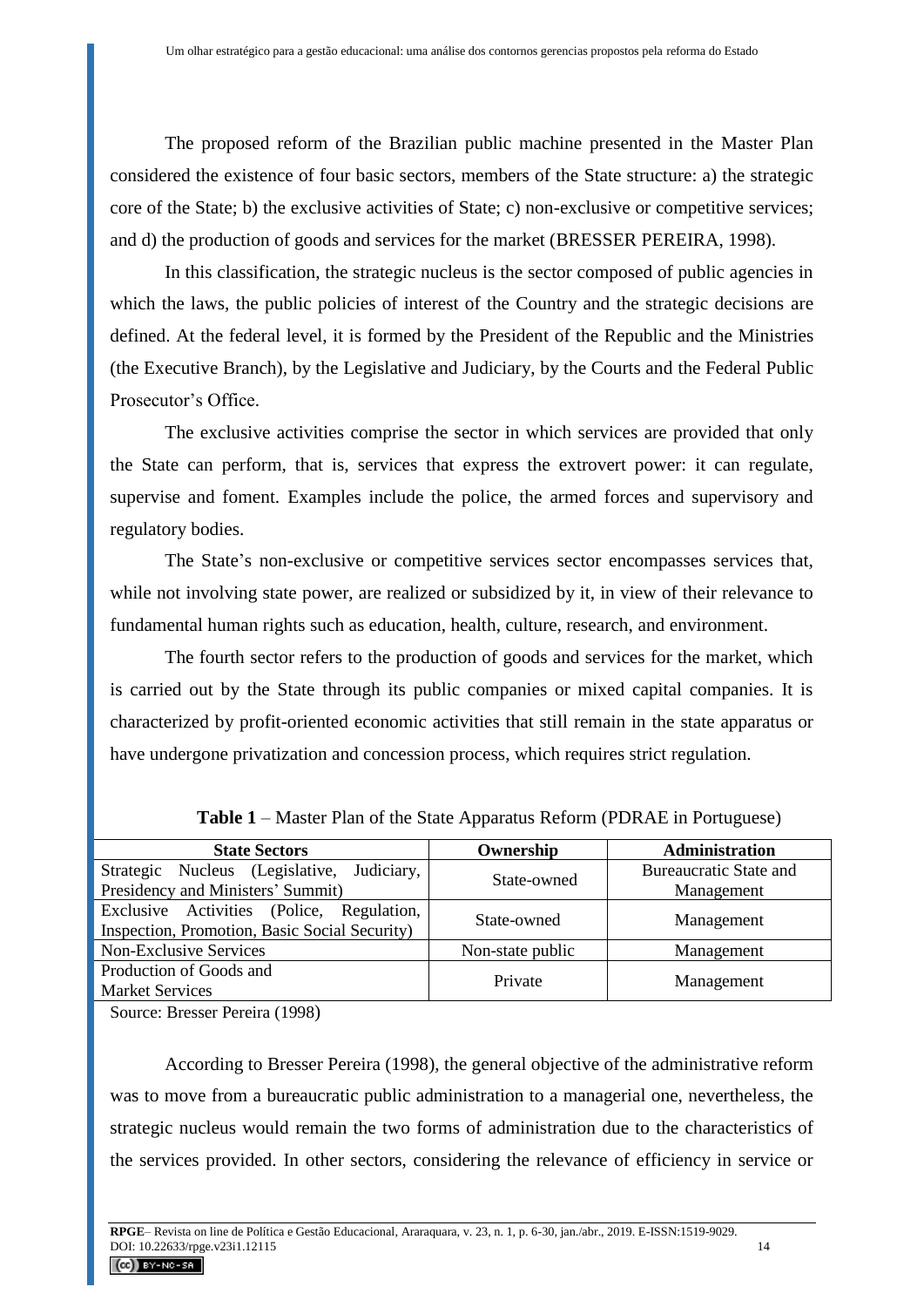The proposed reform of the Brazilian public machine presented in the Master Plan considered the existence of four basic sectors, members of the State structure: a) the strategic core of the State; b) the exclusive activities of State; c) non-exclusive or competitive services; and d) the production of goods and services for the market (BRESSER PEREIRA, 1998).

In this classification, the strategic nucleus is the sector composed of public agencies in which the laws, the public policies of interest of the Country and the strategic decisions are defined. At the federal level, it is formed by the President of the Republic and the Ministries (the Executive Branch), by the Legislative and Judiciary, by the Courts and the Federal Public Prosecutor's Office.

The exclusive activities comprise the sector in which services are provided that only the State can perform, that is, services that express the extrovert power: it can regulate, supervise and foment. Examples include the police, the armed forces and supervisory and regulatory bodies.

The State's non-exclusive or competitive services sector encompasses services that, while not involving state power, are realized or subsidized by it, in view of their relevance to fundamental human rights such as education, health, culture, research, and environment.

The fourth sector refers to the production of goods and services for the market, which is carried out by the State through its public companies or mixed capital companies. It is characterized by profit-oriented economic activities that still remain in the state apparatus or have undergone privatization and concession process, which requires strict regulation.

**Table 1** – Master Plan of the State Apparatus Reform (PDRAE in Portuguese)

| State Sectors | Ownership | Administration |
|---|---|---|
| Strategic Nucleus (Legislative, Judiciary, Presidency and Ministers' Summit) | State-owned | Bureaucratic State and Management |
| Exclusive Activities (Police, Regulation, Inspection, Promotion, Basic Social Security) | State-owned | Management |
| Non-Exclusive Services | Non-state public | Management |
| Production of Goods and Market Services | Private | Management |

Source: Bresser Pereira (1998)

According to Bresser Pereira (1998), the general objective of the administrative reform was to move from a bureaucratic public administration to a managerial one, nevertheless, the strategic nucleus would remain the two forms of administration due to the characteristics of the services provided. In other sectors, considering the relevance of efficiency in service or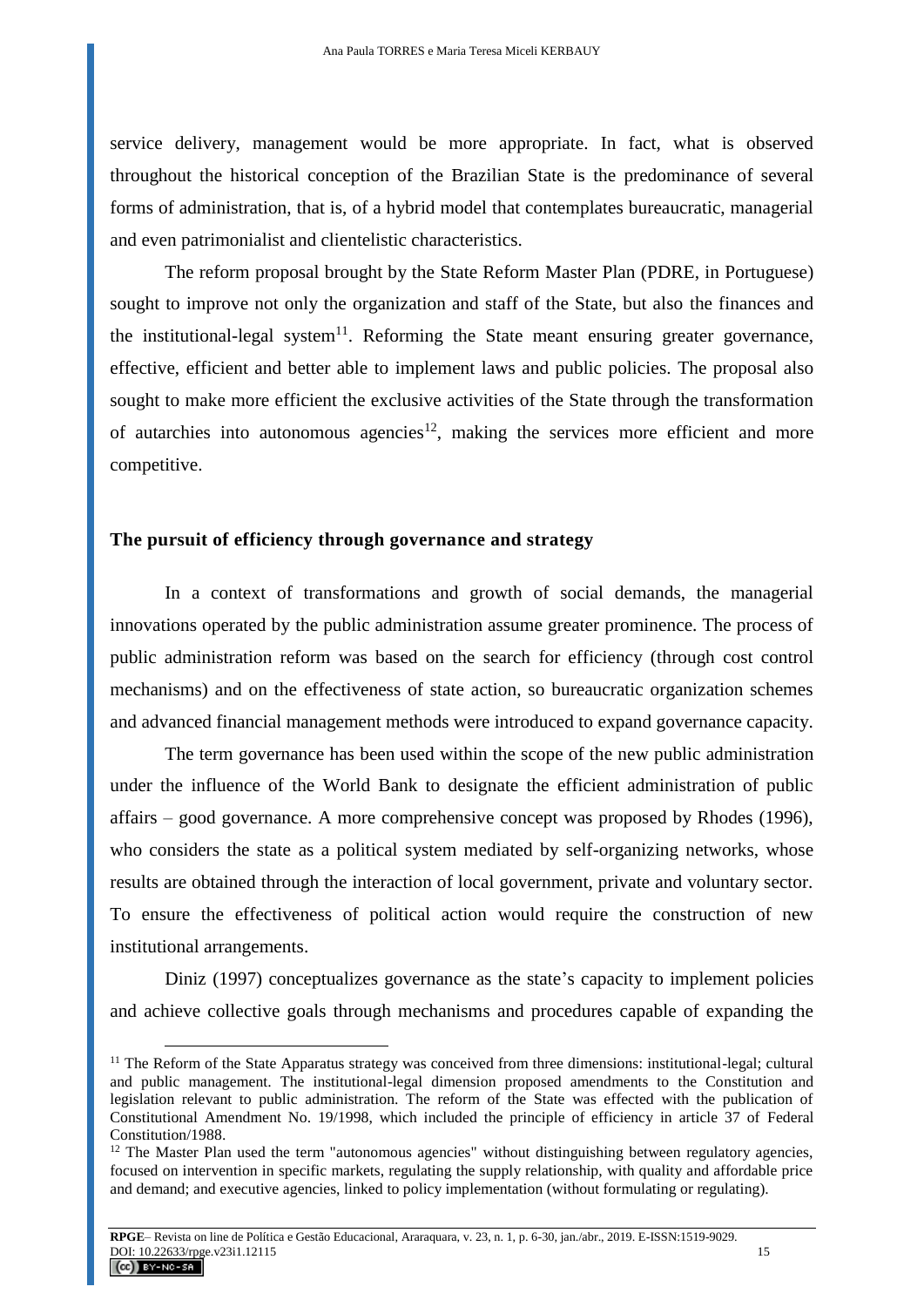service delivery, management would be more appropriate. In fact, what is observed throughout the historical conception of the Brazilian State is the predominance of several forms of administration, that is, of a hybrid model that contemplates bureaucratic, managerial and even patrimonialist and clientelistic characteristics.

The reform proposal brought by the State Reform Master Plan (PDRE, in Portuguese) sought to improve not only the organization and staff of the State, but also the finances and the institutional-legal system[11]. Reforming the State meant ensuring greater governance, effective, efficient and better able to implement laws and public policies. The proposal also sought to make more efficient the exclusive activities of the State through the transformation of autarchies into autonomous agencies[12], making the services more efficient and more competitive.

## The pursuit of efficiency through governance and strategy

In a context of transformations and growth of social demands, the managerial innovations operated by the public administration assume greater prominence. The process of public administration reform was based on the search for efficiency (through cost control mechanisms) and on the effectiveness of state action, so bureaucratic organization schemes and advanced financial management methods were introduced to expand governance capacity.

The term governance has been used within the scope of the new public administration under the influence of the World Bank to designate the efficient administration of public affairs – good governance. A more comprehensive concept was proposed by Rhodes (1996), who considers the state as a political system mediated by self-organizing networks, whose results are obtained through the interaction of local government, private and voluntary sector. To ensure the effectiveness of political action would require the construction of new institutional arrangements.

Diniz (1997) conceptualizes governance as the state's capacity to implement policies and achieve collective goals through mechanisms and procedures capable of expanding the

[11] The Reform of the State Apparatus strategy was conceived from three dimensions: institutional-legal; cultural and public management. The institutional-legal dimension proposed amendments to the Constitution and legislation relevant to public administration. The reform of the State was effected with the publication of Constitutional Amendment No. 19/1998, which included the principle of efficiency in article 37 of Federal Constitution/1988.

[12] The Master Plan used the term "autonomous agencies" without distinguishing between regulatory agencies, focused on intervention in specific markets, regulating the supply relationship, with quality and affordable price and demand; and executive agencies, linked to policy implementation (without formulating or regulating).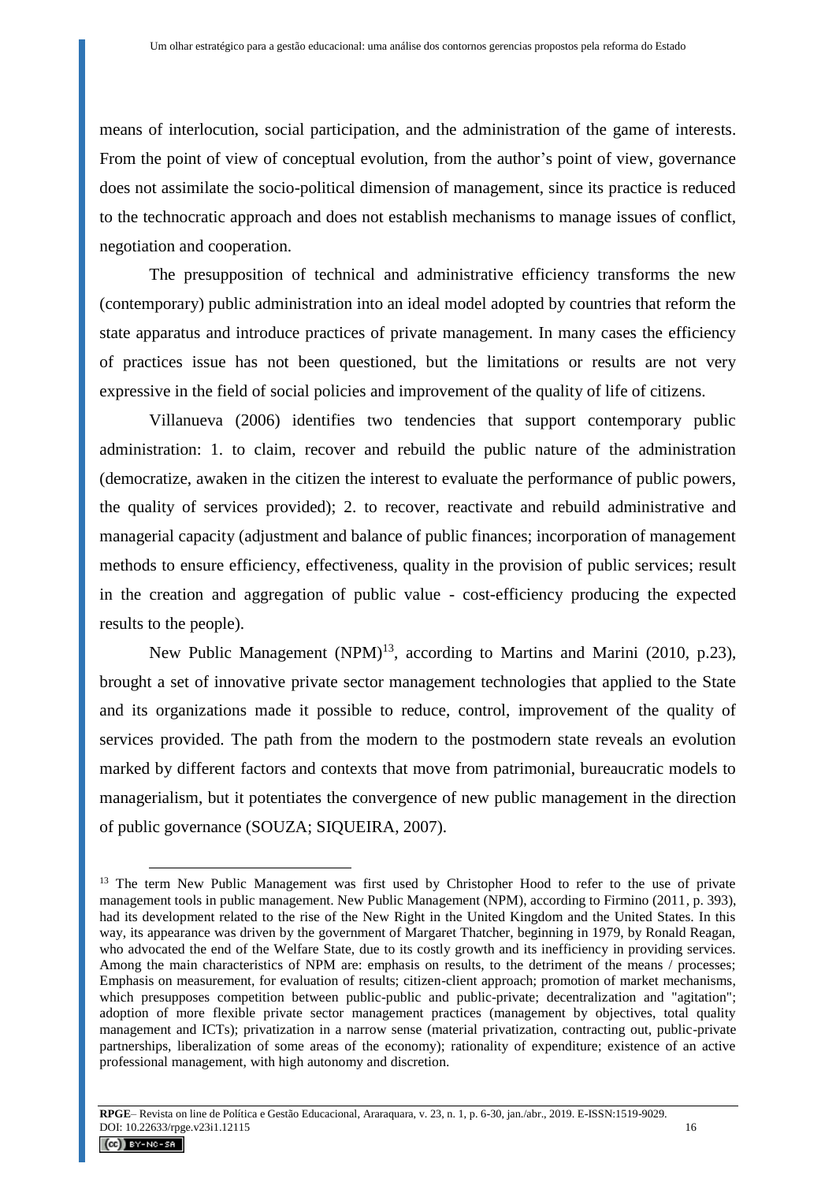means of interlocution, social participation, and the administration of the game of interests. From the point of view of conceptual evolution, from the author's point of view, governance does not assimilate the socio-political dimension of management, since its practice is reduced to the technocratic approach and does not establish mechanisms to manage issues of conflict, negotiation and cooperation.

The presupposition of technical and administrative efficiency transforms the new (contemporary) public administration into an ideal model adopted by countries that reform the state apparatus and introduce practices of private management. In many cases the efficiency of practices issue has not been questioned, but the limitations or results are not very expressive in the field of social policies and improvement of the quality of life of citizens.

Villanueva (2006) identifies two tendencies that support contemporary public administration: 1. to claim, recover and rebuild the public nature of the administration (democratize, awaken in the citizen the interest to evaluate the performance of public powers, the quality of services provided); 2. to recover, reactivate and rebuild administrative and managerial capacity (adjustment and balance of public finances; incorporation of management methods to ensure efficiency, effectiveness, quality in the provision of public services; result in the creation and aggregation of public value - cost-efficiency producing the expected results to the people).

New Public Management (NPM)[13], according to Martins and Marini (2010, p.23), brought a set of innovative private sector management technologies that applied to the State and its organizations made it possible to reduce, control, improvement of the quality of services provided. The path from the modern to the postmodern state reveals an evolution marked by different factors and contexts that move from patrimonial, bureaucratic models to managerialism, but it potentiates the convergence of new public management in the direction of public governance (SOUZA; SIQUEIRA, 2007).

[13] The term New Public Management was first used by Christopher Hood to refer to the use of private management tools in public management. New Public Management (NPM), according to Firmino (2011, p. 393), had its development related to the rise of the New Right in the United Kingdom and the United States. In this way, its appearance was driven by the government of Margaret Thatcher, beginning in 1979, by Ronald Reagan, who advocated the end of the Welfare State, due to its costly growth and its inefficiency in providing services. Among the main characteristics of NPM are: emphasis on results, to the detriment of the means / processes; Emphasis on measurement, for evaluation of results; citizen-client approach; promotion of market mechanisms, which presupposes competition between public-public and public-private; decentralization and "agitation"; adoption of more flexible private sector management practices (management by objectives, total quality management and ICTs); privatization in a narrow sense (material privatization, contracting out, public-private partnerships, liberalization of some areas of the economy); rationality of expenditure; existence of an active professional management, with high autonomy and discretion.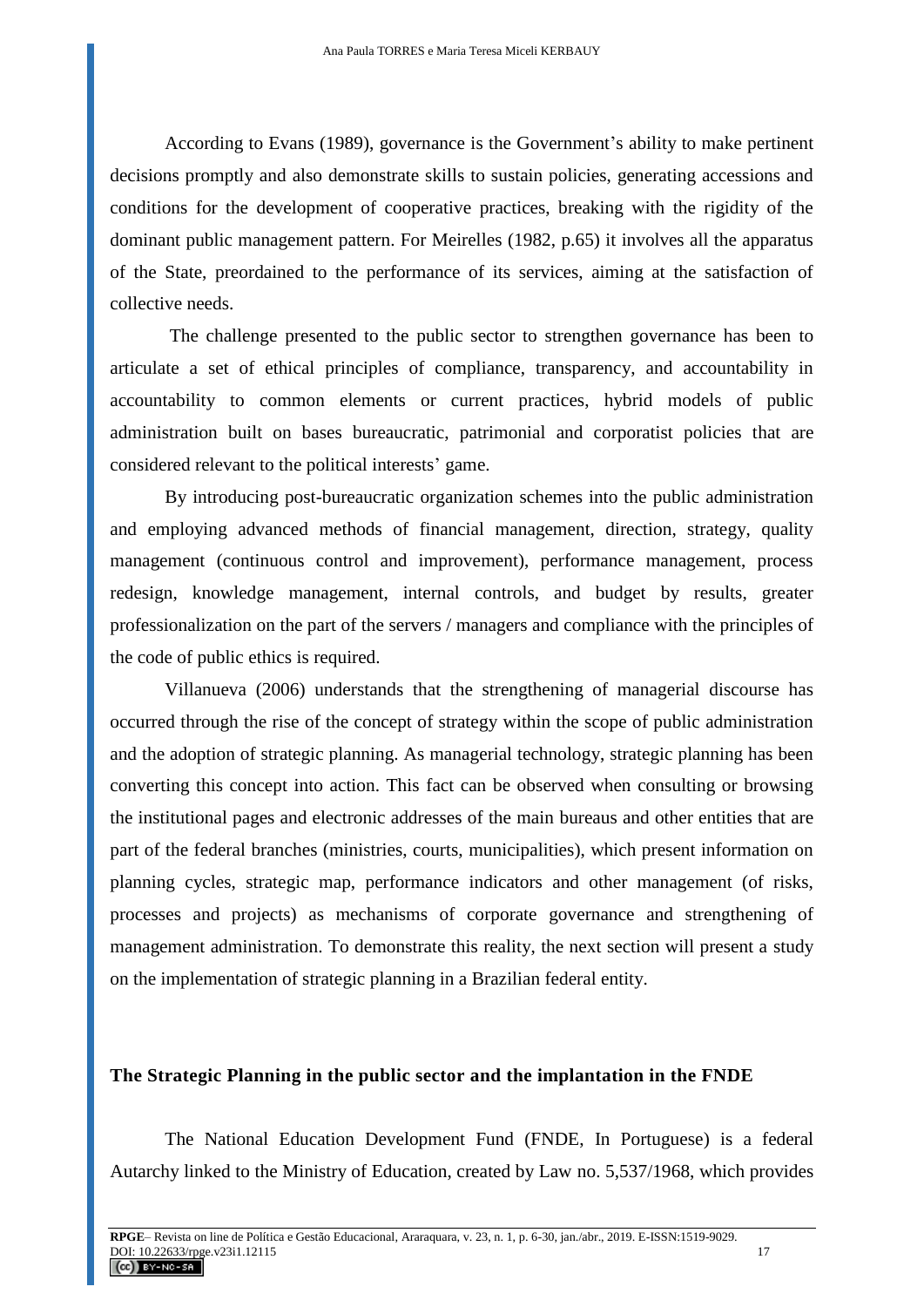According to Evans (1989), governance is the Government's ability to make pertinent decisions promptly and also demonstrate skills to sustain policies, generating accessions and conditions for the development of cooperative practices, breaking with the rigidity of the dominant public management pattern. For Meirelles (1982, p.65) it involves all the apparatus of the State, preordained to the performance of its services, aiming at the satisfaction of collective needs.

The challenge presented to the public sector to strengthen governance has been to articulate a set of ethical principles of compliance, transparency, and accountability in accountability to common elements or current practices, hybrid models of public administration built on bases bureaucratic, patrimonial and corporatist policies that are considered relevant to the political interests' game.

By introducing post-bureaucratic organization schemes into the public administration and employing advanced methods of financial management, direction, strategy, quality management (continuous control and improvement), performance management, process redesign, knowledge management, internal controls, and budget by results, greater professionalization on the part of the servers / managers and compliance with the principles of the code of public ethics is required.

Villanueva (2006) understands that the strengthening of managerial discourse has occurred through the rise of the concept of strategy within the scope of public administration and the adoption of strategic planning. As managerial technology, strategic planning has been converting this concept into action. This fact can be observed when consulting or browsing the institutional pages and electronic addresses of the main bureaus and other entities that are part of the federal branches (ministries, courts, municipalities), which present information on planning cycles, strategic map, performance indicators and other management (of risks, processes and projects) as mechanisms of corporate governance and strengthening of management administration. To demonstrate this reality, the next section will present a study on the implementation of strategic planning in a Brazilian federal entity.

## The Strategic Planning in the public sector and the implantation in the FNDE

The National Education Development Fund (FNDE, In Portuguese) is a federal Autarchy linked to the Ministry of Education, created by Law no. 5,537/1968, which provides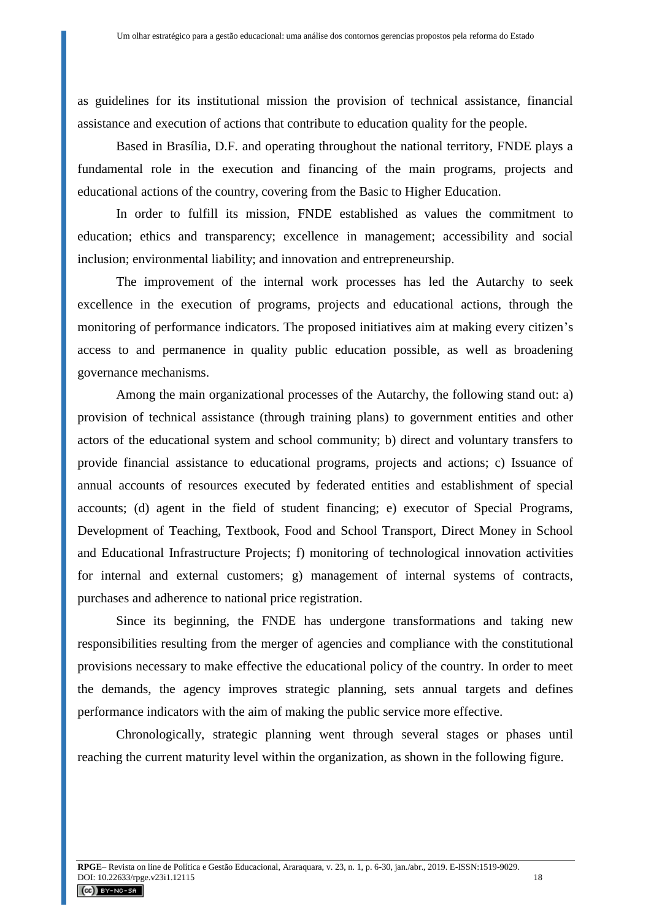as guidelines for its institutional mission the provision of technical assistance, financial assistance and execution of actions that contribute to education quality for the people.

Based in Brasília, D.F. and operating throughout the national territory, FNDE plays a fundamental role in the execution and financing of the main programs, projects and educational actions of the country, covering from the Basic to Higher Education.

In order to fulfill its mission, FNDE established as values the commitment to education; ethics and transparency; excellence in management; accessibility and social inclusion; environmental liability; and innovation and entrepreneurship.

The improvement of the internal work processes has led the Autarchy to seek excellence in the execution of programs, projects and educational actions, through the monitoring of performance indicators. The proposed initiatives aim at making every citizen's access to and permanence in quality public education possible, as well as broadening governance mechanisms.

Among the main organizational processes of the Autarchy, the following stand out: a) provision of technical assistance (through training plans) to government entities and other actors of the educational system and school community; b) direct and voluntary transfers to provide financial assistance to educational programs, projects and actions; c) Issuance of annual accounts of resources executed by federated entities and establishment of special accounts; (d) agent in the field of student financing; e) executor of Special Programs, Development of Teaching, Textbook, Food and School Transport, Direct Money in School and Educational Infrastructure Projects; f) monitoring of technological innovation activities for internal and external customers; g) management of internal systems of contracts, purchases and adherence to national price registration.

Since its beginning, the FNDE has undergone transformations and taking new responsibilities resulting from the merger of agencies and compliance with the constitutional provisions necessary to make effective the educational policy of the country. In order to meet the demands, the agency improves strategic planning, sets annual targets and defines performance indicators with the aim of making the public service more effective.

Chronologically, strategic planning went through several stages or phases until reaching the current maturity level within the organization, as shown in the following figure.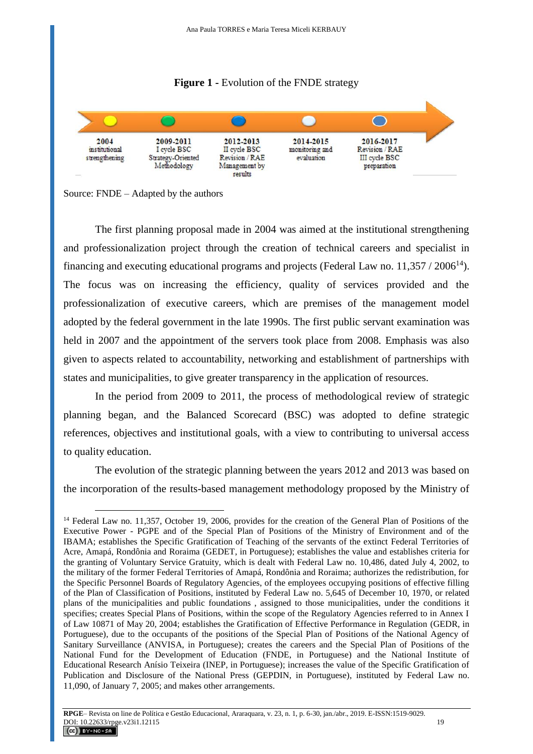**Figure 1** - Evolution of the FNDE strategy

| 2004 | 2009-2011 | 2012-2013 | 2014-2015 | 2016-2017 |
| --- | --- | --- | --- | --- |
| institutional strengthening | I cycle BSC Strategy-Oriented Methodology | II cycle BSC Revision / RAE Management by results | monitoring and evaluation | Revision / RAE III cycle BSC preparation |

Source: FNDE – Adapted by the authors

The first planning proposal made in 2004 was aimed at the institutional strengthening and professionalization project through the creation of technical careers and specialist in financing and executing educational programs and projects (Federal Law no. 11,357 / 2006[14]). The focus was on increasing the efficiency, quality of services provided and the professionalization of executive careers, which are premises of the management model adopted by the federal government in the late 1990s. The first public servant examination was held in 2007 and the appointment of the servers took place from 2008. Emphasis was also given to aspects related to accountability, networking and establishment of partnerships with states and municipalities, to give greater transparency in the application of resources.

In the period from 2009 to 2011, the process of methodological review of strategic planning began, and the Balanced Scorecard (BSC) was adopted to define strategic references, objectives and institutional goals, with a view to contributing to universal access to quality education.

The evolution of the strategic planning between the years 2012 and 2013 was based on the incorporation of the results-based management methodology proposed by the Ministry of

---

[14] Federal Law no. 11,357, October 19, 2006, provides for the creation of the General Plan of Positions of the Executive Power - PGPE and of the Special Plan of Positions of the Ministry of Environment and of the IBAMA; establishes the Specific Gratification of Teaching of the servants of the extinct Federal Territories of Acre, Amapá, Rondônia and Roraima (GEDET, in Portuguese); establishes the value and establishes criteria for the granting of Voluntary Service Gratuity, which is dealt with Federal Law no. 10,486, dated July 4, 2002, to the military of the former Federal Territories of Amapá, Rondônia and Roraima; authorizes the redistribution, for the Specific Personnel Boards of Regulatory Agencies, of the employees occupying positions of effective filling of the Plan of Classification of Positions, instituted by Federal Law no. 5,645 of December 10, 1970, or related plans of the municipalities and public foundations , assigned to those municipalities, under the conditions it specifies; creates Special Plans of Positions, within the scope of the Regulatory Agencies referred to in Annex I of Law 10871 of May 20, 2004; establishes the Gratification of Effective Performance in Regulation (GEDR, in Portuguese), due to the occupants of the positions of the Special Plan of Positions of the National Agency of Sanitary Surveillance (ANVISA, in Portuguese); creates the careers and the Special Plan of Positions of the National Fund for the Development of Education (FNDE, in Portuguese) and the National Institute of Educational Research Anísio Teixeira (INEP, in Portuguese); increases the value of the Specific Gratification of Publication and Disclosure of the National Press (GEPDIN, in Portuguese), instituted by Federal Law no. 11,090, of January 7, 2005; and makes other arrangements.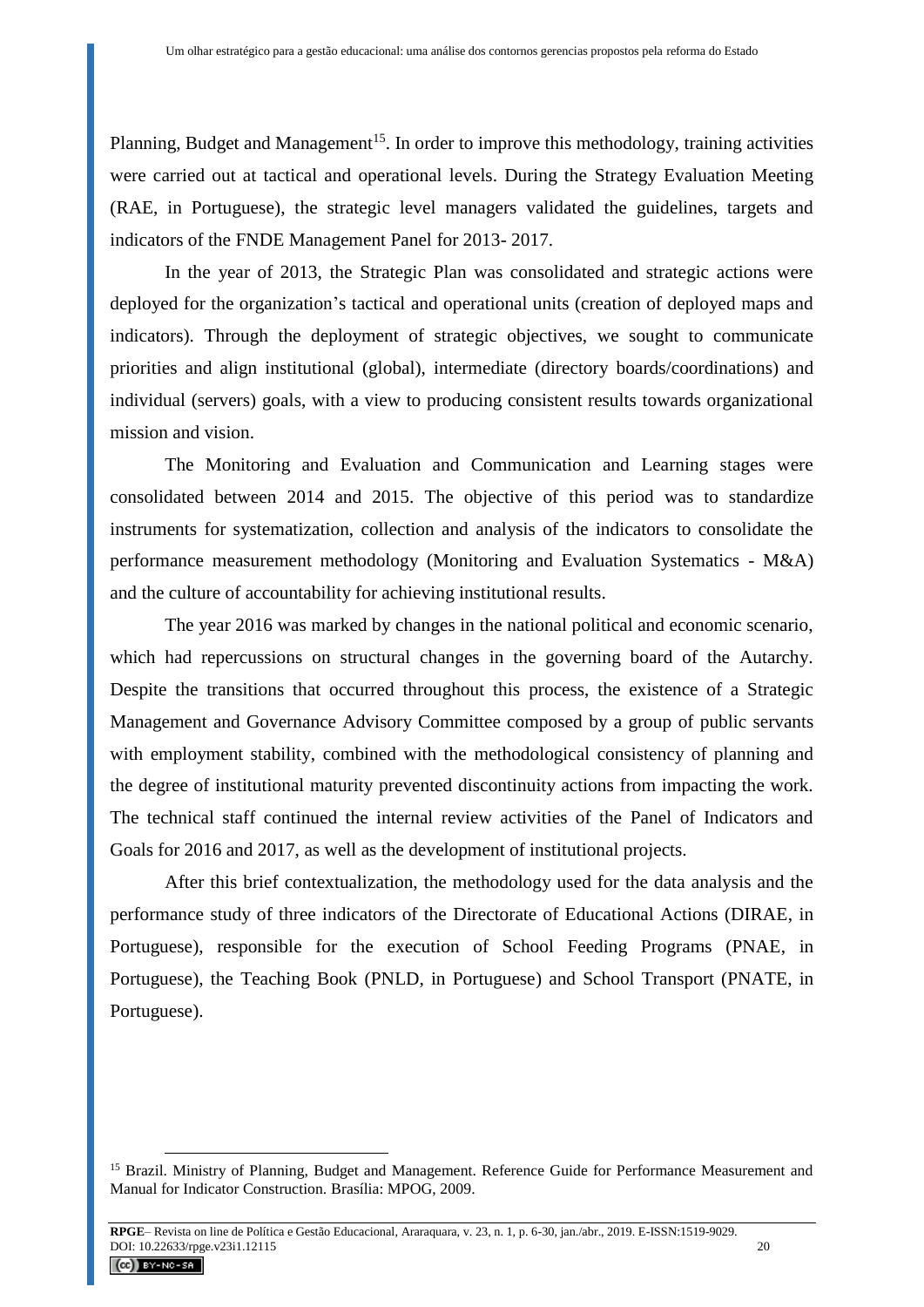Planning, Budget and Management[15]. In order to improve this methodology, training activities were carried out at tactical and operational levels. During the Strategy Evaluation Meeting (RAE, in Portuguese), the strategic level managers validated the guidelines, targets and indicators of the FNDE Management Panel for 2013- 2017.

In the year of 2013, the Strategic Plan was consolidated and strategic actions were deployed for the organization's tactical and operational units (creation of deployed maps and indicators). Through the deployment of strategic objectives, we sought to communicate priorities and align institutional (global), intermediate (directory boards/coordinations) and individual (servers) goals, with a view to producing consistent results towards organizational mission and vision.

The Monitoring and Evaluation and Communication and Learning stages were consolidated between 2014 and 2015. The objective of this period was to standardize instruments for systematization, collection and analysis of the indicators to consolidate the performance measurement methodology (Monitoring and Evaluation Systematics - M&A) and the culture of accountability for achieving institutional results.

The year 2016 was marked by changes in the national political and economic scenario, which had repercussions on structural changes in the governing board of the Autarchy. Despite the transitions that occurred throughout this process, the existence of a Strategic Management and Governance Advisory Committee composed by a group of public servants with employment stability, combined with the methodological consistency of planning and the degree of institutional maturity prevented discontinuity actions from impacting the work. The technical staff continued the internal review activities of the Panel of Indicators and Goals for 2016 and 2017, as well as the development of institutional projects.

After this brief contextualization, the methodology used for the data analysis and the performance study of three indicators of the Directorate of Educational Actions (DIRAE, in Portuguese), responsible for the execution of School Feeding Programs (PNAE, in Portuguese), the Teaching Book (PNLD, in Portuguese) and School Transport (PNATE, in Portuguese).

---

[15] Brazil. Ministry of Planning, Budget and Management. Reference Guide for Performance Measurement and Manual for Indicator Construction. Brasília: MPOG, 2009.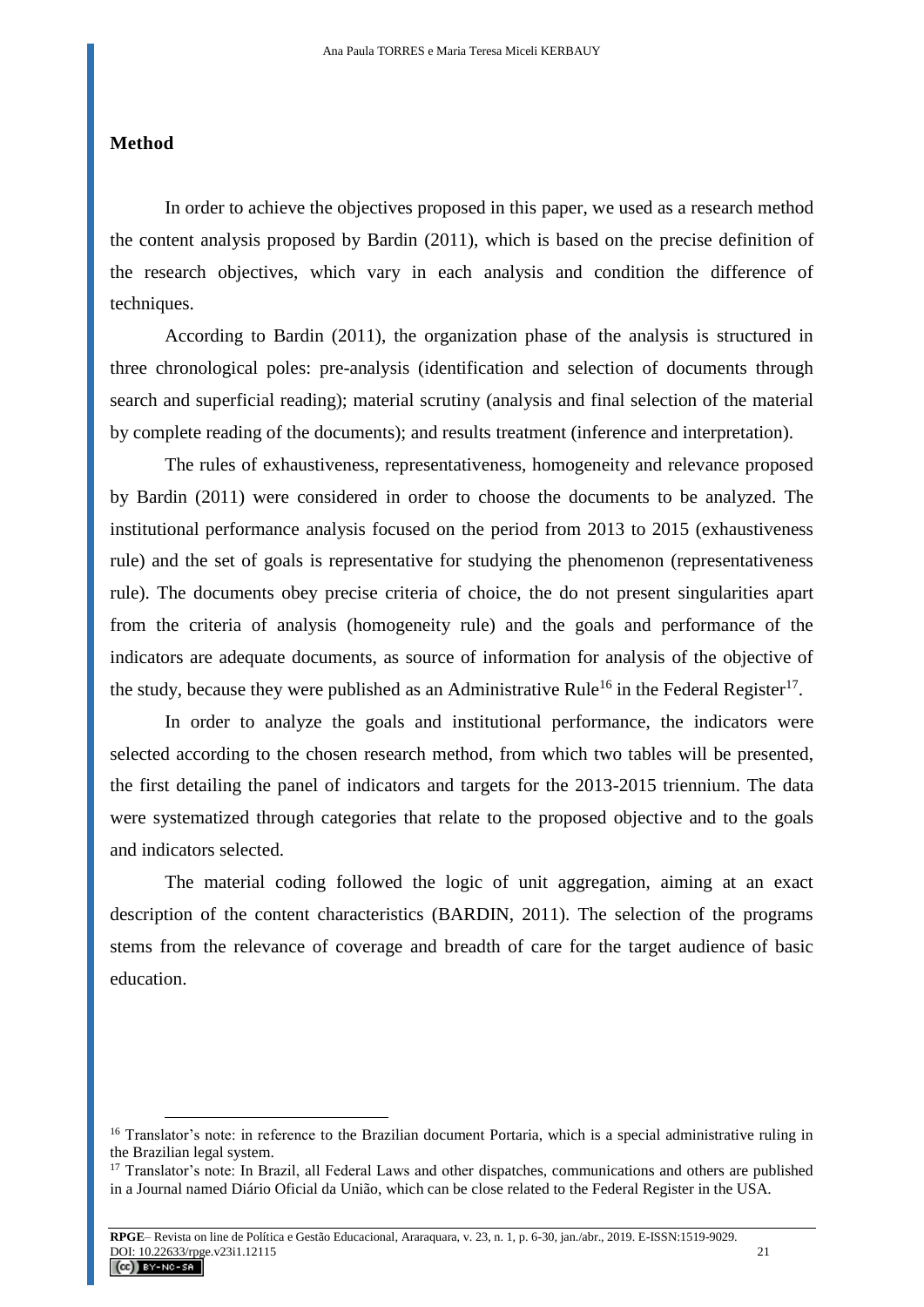## Method

In order to achieve the objectives proposed in this paper, we used as a research method the content analysis proposed by Bardin (2011), which is based on the precise definition of the research objectives, which vary in each analysis and condition the difference of techniques.

According to Bardin (2011), the organization phase of the analysis is structured in three chronological poles: pre-analysis (identification and selection of documents through search and superficial reading); material scrutiny (analysis and final selection of the material by complete reading of the documents); and results treatment (inference and interpretation).

The rules of exhaustiveness, representativeness, homogeneity and relevance proposed by Bardin (2011) were considered in order to choose the documents to be analyzed. The institutional performance analysis focused on the period from 2013 to 2015 (exhaustiveness rule) and the set of goals is representative for studying the phenomenon (representativeness rule). The documents obey precise criteria of choice, the do not present singularities apart from the criteria of analysis (homogeneity rule) and the goals and performance of the indicators are adequate documents, as source of information for analysis of the objective of the study, because they were published as an Administrative Rule[16] in the Federal Register[17].

In order to analyze the goals and institutional performance, the indicators were selected according to the chosen research method, from which two tables will be presented, the first detailing the panel of indicators and targets for the 2013-2015 triennium. The data were systematized through categories that relate to the proposed objective and to the goals and indicators selected.

The material coding followed the logic of unit aggregation, aiming at an exact description of the content characteristics (BARDIN, 2011). The selection of the programs stems from the relevance of coverage and breadth of care for the target audience of basic education.

---

[16] Translator's note: in reference to the Brazilian document Portaria, which is a special administrative ruling in the Brazilian legal system.

[17] Translator's note: In Brazil, all Federal Laws and other dispatches, communications and others are published in a Journal named Diário Oficial da União, which can be close related to the Federal Register in the USA.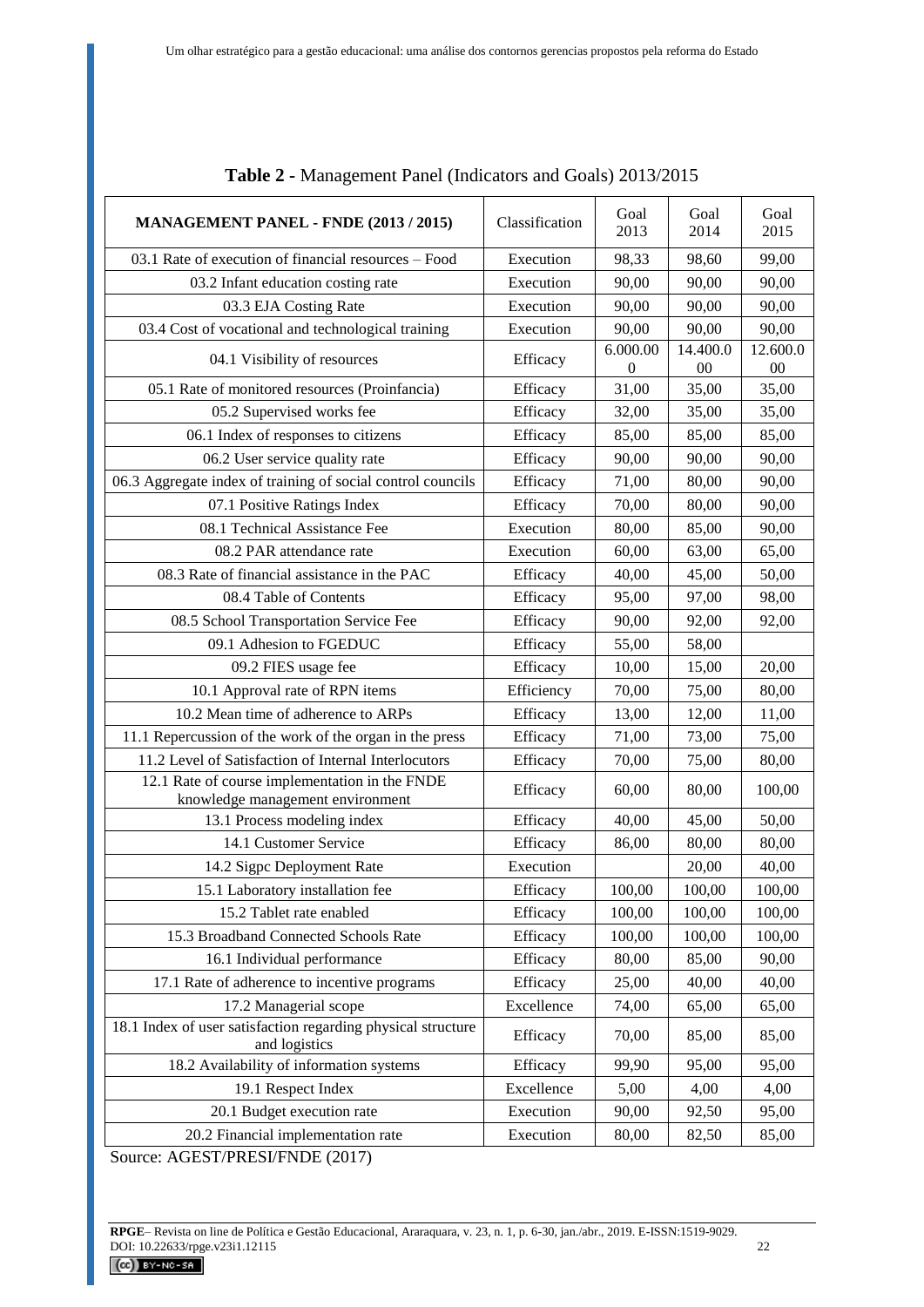**Table 2 -** Management Panel (Indicators and Goals) 2013/2015

| MANAGEMENT PANEL - FNDE (2013 / 2015) | Classification | Goal 2013 | Goal 2014 | Goal 2015 |
|---|---|---|---|---|
| 03.1 Rate of execution of financial resources – Food | Execution | 98,33 | 98,60 | 99,00 |
| 03.2 Infant education costing rate | Execution | 90,00 | 90,00 | 90,00 |
| 03.3 EJA Costing Rate | Execution | 90,00 | 90,00 | 90,00 |
| 03.4 Cost of vocational and technological training | Execution | 90,00 | 90,00 | 90,00 |
| 04.1 Visibility of resources | Efficacy | 6.000.000 | 14.400.000 | 12.600.000 |
| 05.1 Rate of monitored resources (Proinfancia) | Efficacy | 31,00 | 35,00 | 35,00 |
| 05.2 Supervised works fee | Efficacy | 32,00 | 35,00 | 35,00 |
| 06.1 Index of responses to citizens | Efficacy | 85,00 | 85,00 | 85,00 |
| 06.2 User service quality rate | Efficacy | 90,00 | 90,00 | 90,00 |
| 06.3 Aggregate index of training of social control councils | Efficacy | 71,00 | 80,00 | 90,00 |
| 07.1 Positive Ratings Index | Efficacy | 70,00 | 80,00 | 90,00 |
| 08.1 Technical Assistance Fee | Execution | 80,00 | 85,00 | 90,00 |
| 08.2 PAR attendance rate | Execution | 60,00 | 63,00 | 65,00 |
| 08.3 Rate of financial assistance in the PAC | Efficacy | 40,00 | 45,00 | 50,00 |
| 08.4 Table of Contents | Efficacy | 95,00 | 97,00 | 98,00 |
| 08.5 School Transportation Service Fee | Efficacy | 90,00 | 92,00 | 92,00 |
| 09.1 Adhesion to FGEDUC | Efficacy | 55,00 | 58,00 | |
| 09.2 FIES usage fee | Efficacy | 10,00 | 15,00 | 20,00 |
| 10.1 Approval rate of RPN items | Efficiency | 70,00 | 75,00 | 80,00 |
| 10.2 Mean time of adherence to ARPs | Efficacy | 13,00 | 12,00 | 11,00 |
| 11.1 Repercussion of the work of the organ in the press | Efficacy | 71,00 | 73,00 | 75,00 |
| 11.2 Level of Satisfaction of Internal Interlocutors | Efficacy | 70,00 | 75,00 | 80,00 |
| 12.1 Rate of course implementation in the FNDE knowledge management environment | Efficacy | 60,00 | 80,00 | 100,00 |
| 13.1 Process modeling index | Efficacy | 40,00 | 45,00 | 50,00 |
| 14.1 Customer Service | Efficacy | 86,00 | 80,00 | 80,00 |
| 14.2 Sigpc Deployment Rate | Execution | | 20,00 | 40,00 |
| 15.1 Laboratory installation fee | Efficacy | 100,00 | 100,00 | 100,00 |
| 15.2 Tablet rate enabled | Efficacy | 100,00 | 100,00 | 100,00 |
| 15.3 Broadband Connected Schools Rate | Efficacy | 100,00 | 100,00 | 100,00 |
| 16.1 Individual performance | Efficacy | 80,00 | 85,00 | 90,00 |
| 17.1 Rate of adherence to incentive programs | Efficacy | 25,00 | 40,00 | 40,00 |
| 17.2 Managerial scope | Excellence | 74,00 | 65,00 | 65,00 |
| 18.1 Index of user satisfaction regarding physical structure and logistics | Efficacy | 70,00 | 85,00 | 85,00 |
| 18.2 Availability of information systems | Efficacy | 99,90 | 95,00 | 95,00 |
| 19.1 Respect Index | Excellence | 5,00 | 4,00 | 4,00 |
| 20.1 Budget execution rate | Execution | 90,00 | 92,50 | 95,00 |
| 20.2 Financial implementation rate | Execution | 80,00 | 82,50 | 85,00 |

Source: AGEST/PRESI/FNDE (2017)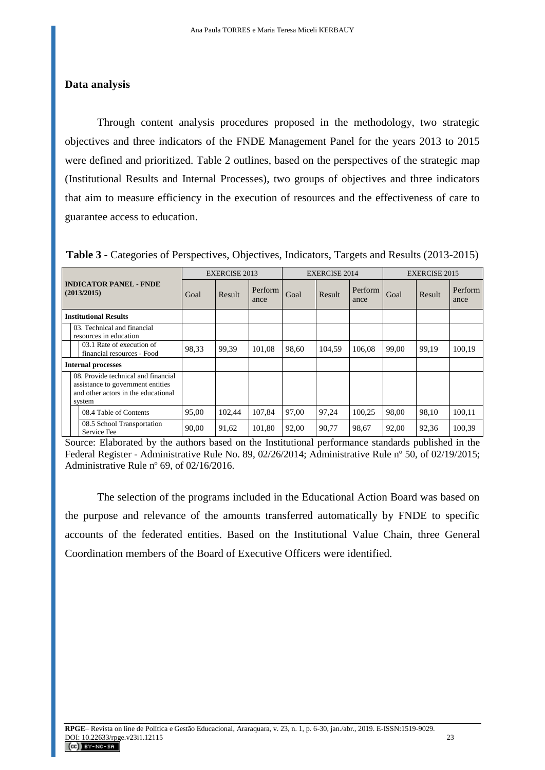## Data analysis

Through content analysis procedures proposed in the methodology, two strategic objectives and three indicators of the FNDE Management Panel for the years 2013 to 2015 were defined and prioritized. Table 2 outlines, based on the perspectives of the strategic map (Institutional Results and Internal Processes), two groups of objectives and three indicators that aim to measure efficiency in the execution of resources and the effectiveness of care to guarantee access to education.

**Table 3** - Categories of Perspectives, Objectives, Indicators, Targets and Results (2013-2015)

| INDICATOR PANEL - FNDE (2013/2015) | EXERCISE 2013 | | | EXERCISE 2014 | | | EXERCISE 2015 | | |
|---|---|---|---|---|---|---|---|---|---|
| | Goal | Result | Performance | Goal | Result | Performance | Goal | Result | Performance |
| **Institutional Results** | | | | | | | | | |
| 03. Technical and financial resources in education | | | | | | | | | |
| 03.1 Rate of execution of financial resources - Food | 98,33 | 99,39 | 101,08 | 98,60 | 104,59 | 106,08 | 99,00 | 99,19 | 100,19 |
| **Internal processes** | | | | | | | | | |
| 08. Provide technical and financial assistance to government entities and other actors in the educational system | | | | | | | | | |
| 08.4 Table of Contents | 95,00 | 102,44 | 107,84 | 97,00 | 97,24 | 100,25 | 98,00 | 98,10 | 100,11 |
| 08.5 School Transportation Service Fee | 90,00 | 91,62 | 101,80 | 92,00 | 90,77 | 98,67 | 92,00 | 92,36 | 100,39 |

Source: Elaborated by the authors based on the Institutional performance standards published in the Federal Register - Administrative Rule No. 89, 02/26/2014; Administrative Rule nº 50, of 02/19/2015; Administrative Rule nº 69, of 02/16/2016.

The selection of the programs included in the Educational Action Board was based on the purpose and relevance of the amounts transferred automatically by FNDE to specific accounts of the federated entities. Based on the Institutional Value Chain, three General Coordination members of the Board of Executive Officers were identified.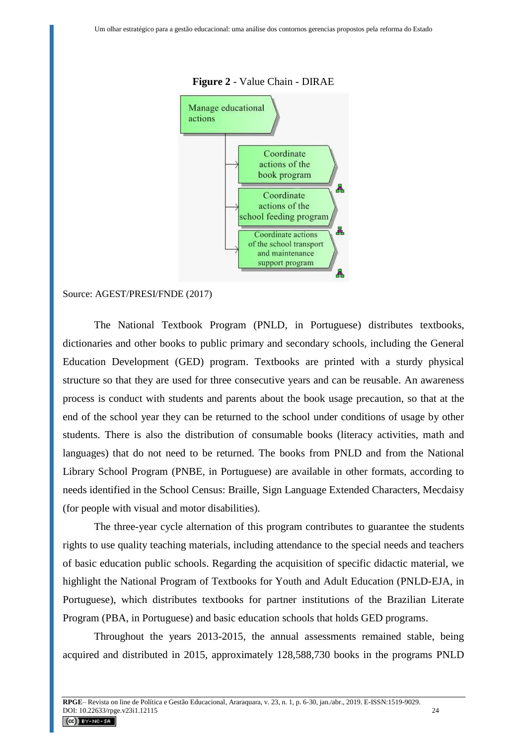**Figure 2** - Value Chain - DIRAE

Manage educational actions

Coordinate actions of the book program

Coordinate actions of the school feeding program

Coordinate actions of the school transport and maintenance support program

Source: AGEST/PRESI/FNDE (2017)

The National Textbook Program (PNLD, in Portuguese) distributes textbooks, dictionaries and other books to public primary and secondary schools, including the General Education Development (GED) program. Textbooks are printed with a sturdy physical structure so that they are used for three consecutive years and can be reusable. An awareness process is conduct with students and parents about the book usage precaution, so that at the end of the school year they can be returned to the school under conditions of usage by other students. There is also the distribution of consumable books (literacy activities, math and languages) that do not need to be returned. The books from PNLD and from the National Library School Program (PNBE, in Portuguese) are available in other formats, according to needs identified in the School Census: Braille, Sign Language Extended Characters, Mecdaisy (for people with visual and motor disabilities).

The three-year cycle alternation of this program contributes to guarantee the students rights to use quality teaching materials, including attendance to the special needs and teachers of basic education public schools. Regarding the acquisition of specific didactic material, we highlight the National Program of Textbooks for Youth and Adult Education (PNLD-EJA, in Portuguese), which distributes textbooks for partner institutions of the Brazilian Literate Program (PBA, in Portuguese) and basic education schools that holds GED programs.

Throughout the years 2013-2015, the annual assessments remained stable, being acquired and distributed in 2015, approximately 128,588,730 books in the programs PNLD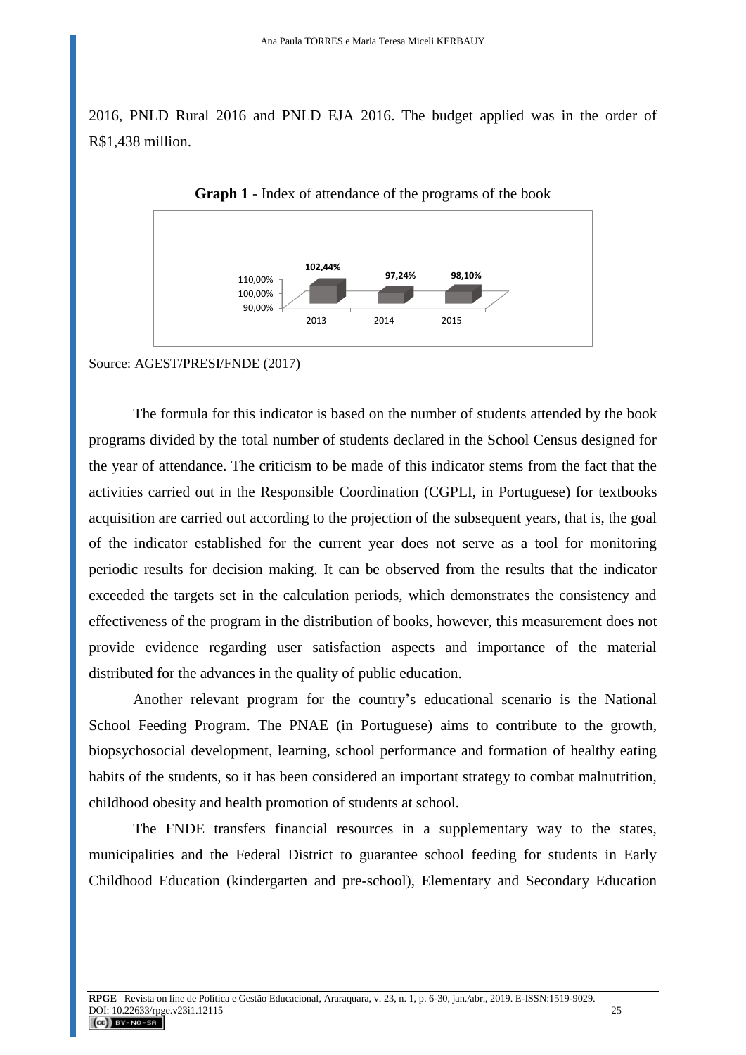2016, PNLD Rural 2016 and PNLD EJA 2016. The budget applied was in the order of R$1,438 million.

**Graph 1** - Index of attendance of the programs of the book

| 2013 | 2014 | 2015 |
|---|---|---|
| 102,44% | 97,24% | 98,10% |

Source: AGEST/PRESI/FNDE (2017)

The formula for this indicator is based on the number of students attended by the book programs divided by the total number of students declared in the School Census designed for the year of attendance. The criticism to be made of this indicator stems from the fact that the activities carried out in the Responsible Coordination (CGPLI, in Portuguese) for textbooks acquisition are carried out according to the projection of the subsequent years, that is, the goal of the indicator established for the current year does not serve as a tool for monitoring periodic results for decision making. It can be observed from the results that the indicator exceeded the targets set in the calculation periods, which demonstrates the consistency and effectiveness of the program in the distribution of books, however, this measurement does not provide evidence regarding user satisfaction aspects and importance of the material distributed for the advances in the quality of public education.

Another relevant program for the country's educational scenario is the National School Feeding Program. The PNAE (in Portuguese) aims to contribute to the growth, biopsychosocial development, learning, school performance and formation of healthy eating habits of the students, so it has been considered an important strategy to combat malnutrition, childhood obesity and health promotion of students at school.

The FNDE transfers financial resources in a supplementary way to the states, municipalities and the Federal District to guarantee school feeding for students in Early Childhood Education (kindergarten and pre-school), Elementary and Secondary Education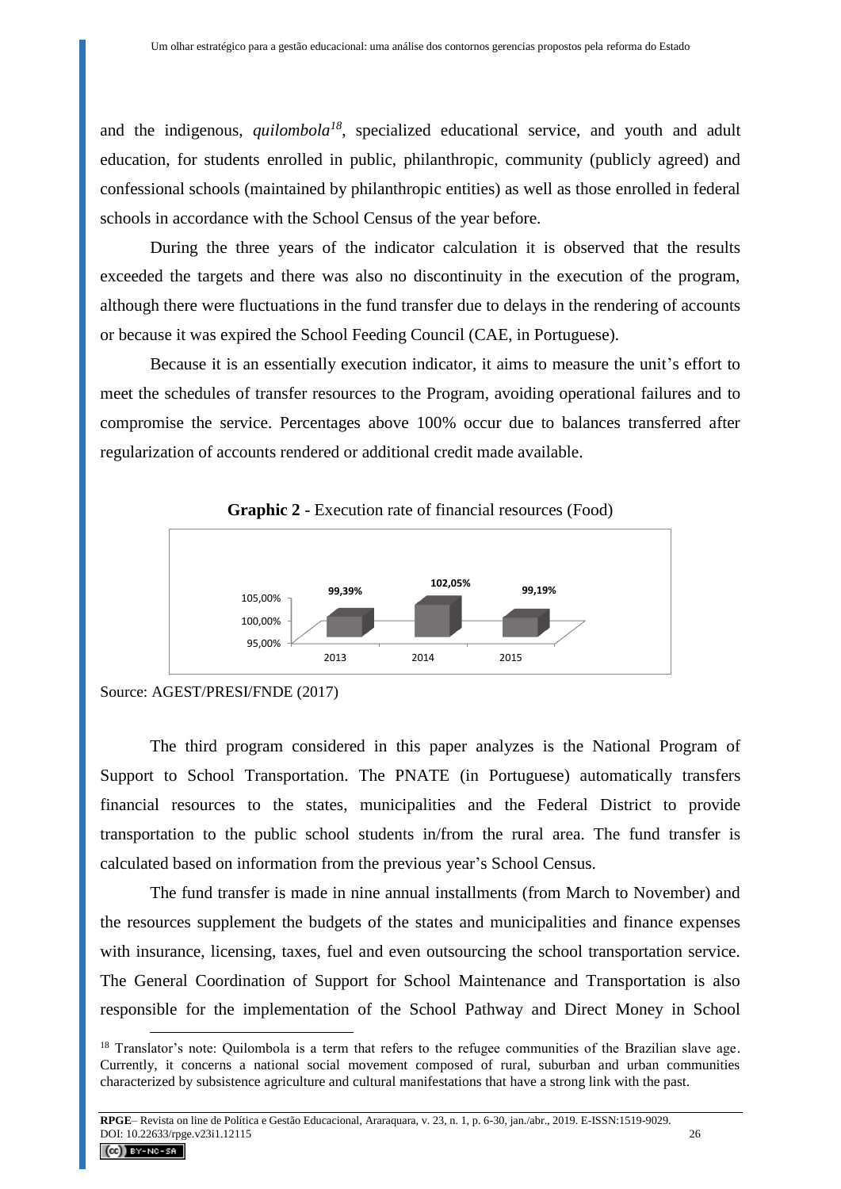and the indigenous, *quilombola*[18], specialized educational service, and youth and adult education, for students enrolled in public, philanthropic, community (publicly agreed) and confessional schools (maintained by philanthropic entities) as well as those enrolled in federal schools in accordance with the School Census of the year before.

During the three years of the indicator calculation it is observed that the results exceeded the targets and there was also no discontinuity in the execution of the program, although there were fluctuations in the fund transfer due to delays in the rendering of accounts or because it was expired the School Feeding Council (CAE, in Portuguese).

Because it is an essentially execution indicator, it aims to measure the unit's effort to meet the schedules of transfer resources to the Program, avoiding operational failures and to compromise the service. Percentages above 100% occur due to balances transferred after regularization of accounts rendered or additional credit made available.

**Graphic 2** - Execution rate of financial resources (Food)

| Year | Execution rate |
| --- | --- |
| 2013 | 99,39% |
| 2014 | 102,05% |
| 2015 | 99,19% |

Source: AGEST/PRESI/FNDE (2017)

The third program considered in this paper analyzes is the National Program of Support to School Transportation. The PNATE (in Portuguese) automatically transfers financial resources to the states, municipalities and the Federal District to provide transportation to the public school students in/from the rural area. The fund transfer is calculated based on information from the previous year's School Census.

The fund transfer is made in nine annual installments (from March to November) and the resources supplement the budgets of the states and municipalities and finance expenses with insurance, licensing, taxes, fuel and even outsourcing the school transportation service. The General Coordination of Support for School Maintenance and Transportation is also responsible for the implementation of the School Pathway and Direct Money in School

[18] Translator's note: Quilombola is a term that refers to the refugee communities of the Brazilian slave age. Currently, it concerns a national social movement composed of rural, suburban and urban communities characterized by subsistence agriculture and cultural manifestations that have a strong link with the past.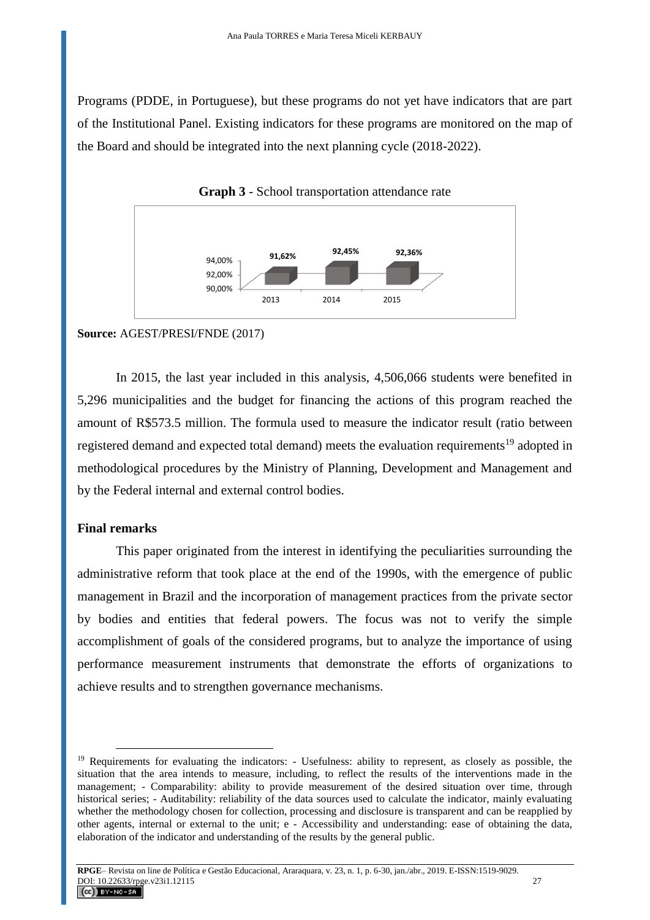Programs (PDDE, in Portuguese), but these programs do not yet have indicators that are part of the Institutional Panel. Existing indicators for these programs are monitored on the map of the Board and should be integrated into the next planning cycle (2018-2022).

**Graph 3** - School transportation attendance rate

| | 2013 | 2014 | 2015 |
|---|---|---|---|
| Attendance rate | 91,62% | 92,45% | 92,36% |

**Source:** AGEST/PRESI/FNDE (2017)

In 2015, the last year included in this analysis, 4,506,066 students were benefited in 5,296 municipalities and the budget for financing the actions of this program reached the amount of R$573.5 million. The formula used to measure the indicator result (ratio between registered demand and expected total demand) meets the evaluation requirements[19] adopted in methodological procedures by the Ministry of Planning, Development and Management and by the Federal internal and external control bodies.

## Final remarks

This paper originated from the interest in identifying the peculiarities surrounding the administrative reform that took place at the end of the 1990s, with the emergence of public management in Brazil and the incorporation of management practices from the private sector by bodies and entities that federal powers. The focus was not to verify the simple accomplishment of goals of the considered programs, but to analyze the importance of using performance measurement instruments that demonstrate the efforts of organizations to achieve results and to strengthen governance mechanisms.

---

[19] Requirements for evaluating the indicators: - Usefulness: ability to represent, as closely as possible, the situation that the area intends to measure, including, to reflect the results of the interventions made in the management; - Comparability: ability to provide measurement of the desired situation over time, through historical series; - Auditability: reliability of the data sources used to calculate the indicator, mainly evaluating whether the methodology chosen for collection, processing and disclosure is transparent and can be reapplied by other agents, internal or external to the unit; e - Accessibility and understanding: ease of obtaining the data, elaboration of the indicator and understanding of the results by the general public.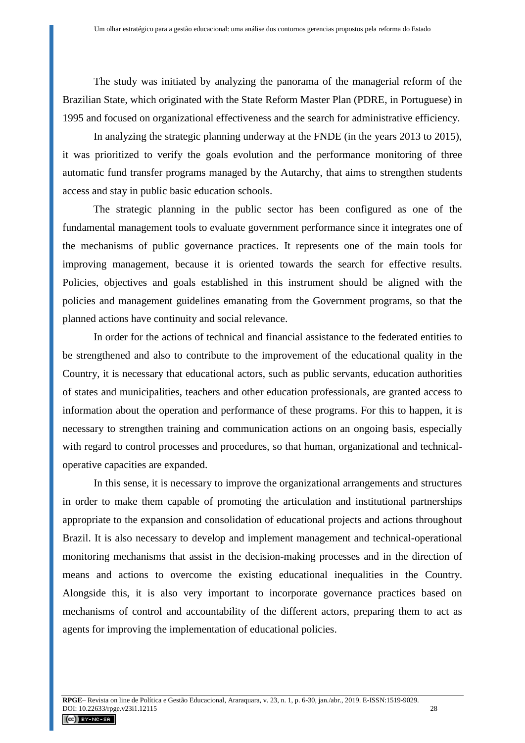The study was initiated by analyzing the panorama of the managerial reform of the Brazilian State, which originated with the State Reform Master Plan (PDRE, in Portuguese) in 1995 and focused on organizational effectiveness and the search for administrative efficiency.

In analyzing the strategic planning underway at the FNDE (in the years 2013 to 2015), it was prioritized to verify the goals evolution and the performance monitoring of three automatic fund transfer programs managed by the Autarchy, that aims to strengthen students access and stay in public basic education schools.

The strategic planning in the public sector has been configured as one of the fundamental management tools to evaluate government performance since it integrates one of the mechanisms of public governance practices. It represents one of the main tools for improving management, because it is oriented towards the search for effective results. Policies, objectives and goals established in this instrument should be aligned with the policies and management guidelines emanating from the Government programs, so that the planned actions have continuity and social relevance.

In order for the actions of technical and financial assistance to the federated entities to be strengthened and also to contribute to the improvement of the educational quality in the Country, it is necessary that educational actors, such as public servants, education authorities of states and municipalities, teachers and other education professionals, are granted access to information about the operation and performance of these programs. For this to happen, it is necessary to strengthen training and communication actions on an ongoing basis, especially with regard to control processes and procedures, so that human, organizational and technical-operative capacities are expanded.

In this sense, it is necessary to improve the organizational arrangements and structures in order to make them capable of promoting the articulation and institutional partnerships appropriate to the expansion and consolidation of educational projects and actions throughout Brazil. It is also necessary to develop and implement management and technical-operational monitoring mechanisms that assist in the decision-making processes and in the direction of means and actions to overcome the existing educational inequalities in the Country. Alongside this, it is also very important to incorporate governance practices based on mechanisms of control and accountability of the different actors, preparing them to act as agents for improving the implementation of educational policies.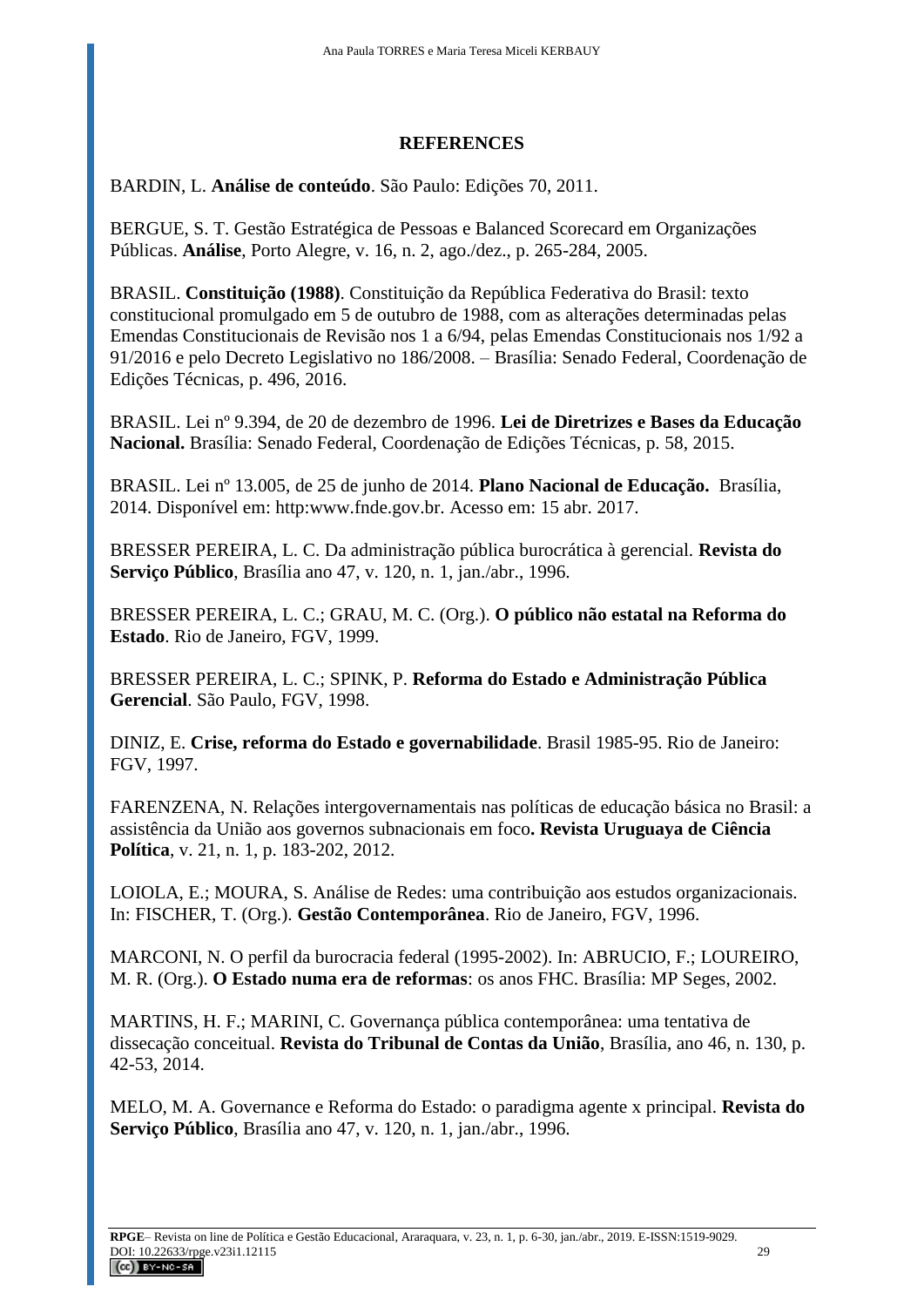## REFERENCES

BARDIN, L. **Análise de conteúdo**. São Paulo: Edições 70, 2011.

BERGUE, S. T. Gestão Estratégica de Pessoas e Balanced Scorecard em Organizações Públicas. **Análise**, Porto Alegre, v. 16, n. 2, ago./dez., p. 265-284, 2005.

BRASIL. **Constituição (1988)**. Constituição da República Federativa do Brasil: texto constitucional promulgado em 5 de outubro de 1988, com as alterações determinadas pelas Emendas Constitucionais de Revisão nos 1 a 6/94, pelas Emendas Constitucionais nos 1/92 a 91/2016 e pelo Decreto Legislativo no 186/2008. – Brasília: Senado Federal, Coordenação de Edições Técnicas, p. 496, 2016.

BRASIL. Lei nº 9.394, de 20 de dezembro de 1996. **Lei de Diretrizes e Bases da Educação Nacional.** Brasília: Senado Federal, Coordenação de Edições Técnicas, p. 58, 2015.

BRASIL. Lei nº 13.005, de 25 de junho de 2014. **Plano Nacional de Educação.** Brasília, 2014. Disponível em: http:www.fnde.gov.br. Acesso em: 15 abr. 2017.

BRESSER PEREIRA, L. C. Da administração pública burocrática à gerencial. **Revista do Serviço Público**, Brasília ano 47, v. 120, n. 1, jan./abr., 1996.

BRESSER PEREIRA, L. C.; GRAU, M. C. (Org.). **O público não estatal na Reforma do Estado**. Rio de Janeiro, FGV, 1999.

BRESSER PEREIRA, L. C.; SPINK, P. **Reforma do Estado e Administração Pública Gerencial**. São Paulo, FGV, 1998.

DINIZ, E. **Crise, reforma do Estado e governabilidade**. Brasil 1985-95. Rio de Janeiro: FGV, 1997.

FARENZENA, N. Relações intergovernamentais nas políticas de educação básica no Brasil: a assistência da União aos governos subnacionais em foco**. Revista Uruguaya de Ciência Política**, v. 21, n. 1, p. 183-202, 2012.

LOIOLA, E.; MOURA, S. Análise de Redes: uma contribuição aos estudos organizacionais. In: FISCHER, T. (Org.). **Gestão Contemporânea**. Rio de Janeiro, FGV, 1996.

MARCONI, N. O perfil da burocracia federal (1995-2002). In: ABRUCIO, F.; LOUREIRO, M. R. (Org.). **O Estado numa era de reformas**: os anos FHC. Brasília: MP Seges, 2002.

MARTINS, H. F.; MARINI, C. Governança pública contemporânea: uma tentativa de dissecação conceitual. **Revista do Tribunal de Contas da União**, Brasília, ano 46, n. 130, p. 42-53, 2014.

MELO, M. A. Governance e Reforma do Estado: o paradigma agente x principal. **Revista do Serviço Público**, Brasília ano 47, v. 120, n. 1, jan./abr., 1996.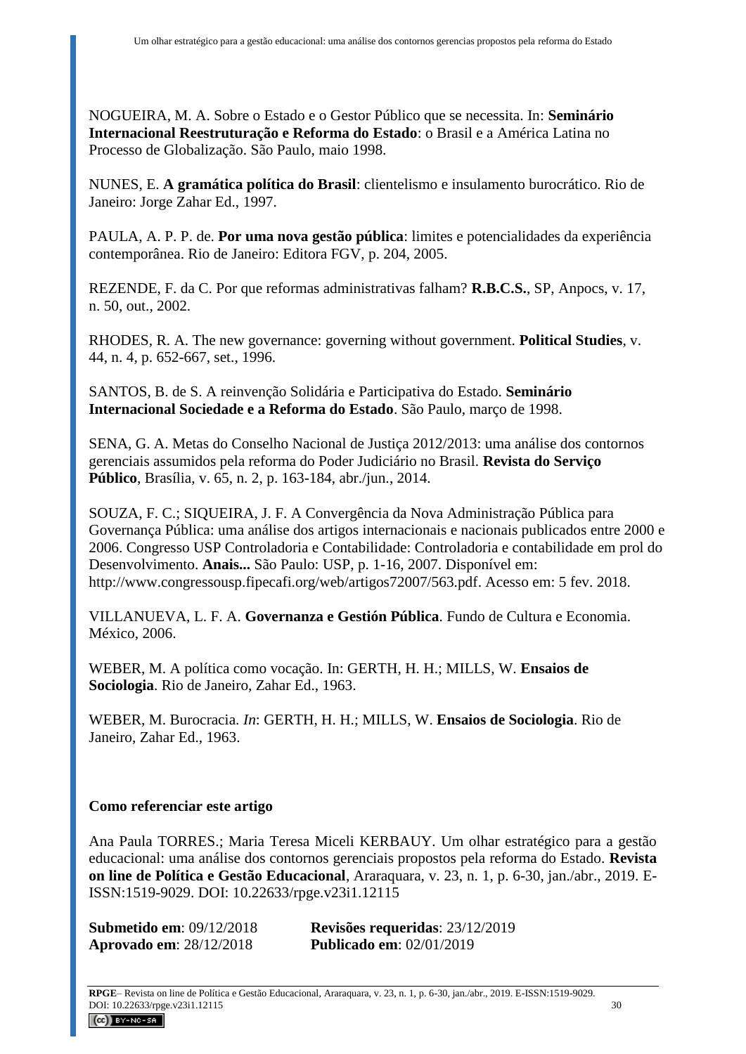NOGUEIRA, M. A. Sobre o Estado e o Gestor Público que se necessita. In: **Seminário Internacional Reestruturação e Reforma do Estado**: o Brasil e a América Latina no Processo de Globalização. São Paulo, maio 1998.

NUNES, E. **A gramática política do Brasil**: clientelismo e insulamento burocrático. Rio de Janeiro: Jorge Zahar Ed., 1997.

PAULA, A. P. P. de. **Por uma nova gestão pública**: limites e potencialidades da experiência contemporânea. Rio de Janeiro: Editora FGV, p. 204, 2005.

REZENDE, F. da C. Por que reformas administrativas falham? **R.B.C.S.**, SP, Anpocs, v. 17, n. 50, out., 2002.

RHODES, R. A. The new governance: governing without government. **Political Studies**, v. 44, n. 4, p. 652-667, set., 1996.

SANTOS, B. de S. A reinvenção Solidária e Participativa do Estado. **Seminário Internacional Sociedade e a Reforma do Estado**. São Paulo, março de 1998.

SENA, G. A. Metas do Conselho Nacional de Justiça 2012/2013: uma análise dos contornos gerenciais assumidos pela reforma do Poder Judiciário no Brasil. **Revista do Serviço Público**, Brasília, v. 65, n. 2, p. 163-184, abr./jun., 2014.

SOUZA, F. C.; SIQUEIRA, J. F. A Convergência da Nova Administração Pública para Governança Pública: uma análise dos artigos internacionais e nacionais publicados entre 2000 e 2006. Congresso USP Controladoria e Contabilidade: Controladoria e contabilidade em prol do Desenvolvimento. **Anais...** São Paulo: USP, p. 1-16, 2007. Disponível em: http://www.congressousp.fipecafi.org/web/artigos72007/563.pdf. Acesso em: 5 fev. 2018.

VILLANUEVA, L. F. A. **Governanza e Gestión Pública**. Fundo de Cultura e Economia. México, 2006.

WEBER, M. A política como vocação. In: GERTH, H. H.; MILLS, W. **Ensaios de Sociologia**. Rio de Janeiro, Zahar Ed., 1963.

WEBER, M. Burocracia. *In*: GERTH, H. H.; MILLS, W. **Ensaios de Sociologia**. Rio de Janeiro, Zahar Ed., 1963.

**Como referenciar este artigo**

Ana Paula TORRES.; Maria Teresa Miceli KERBAUY. Um olhar estratégico para a gestão educacional: uma análise dos contornos gerenciais propostos pela reforma do Estado. **Revista on line de Política e Gestão Educacional**, Araraquara, v. 23, n. 1, p. 6-30, jan./abr., 2019. E-ISSN:1519-9029. DOI: 10.22633/rpge.v23i1.12115

**Submetido em**: 09/12/2018
**Revisões requeridas**: 23/12/2019
**Aprovado em**: 28/12/2018
**Publicado em**: 02/01/2019